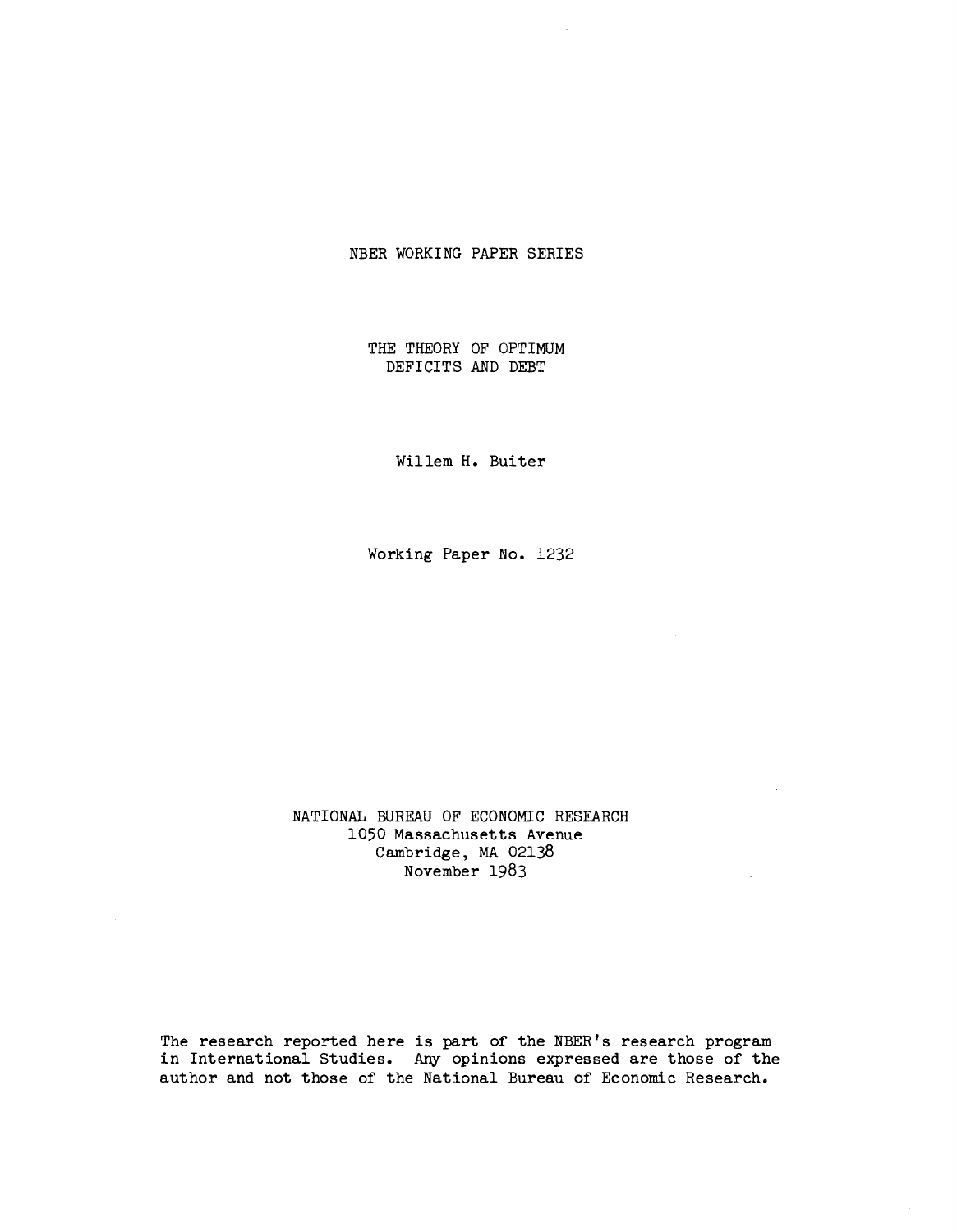NBER WORKING PAPER SERIES

# THE THEORY OF OPTIMUM DEFICITS AND DEBT

Willem H. Buiter

Working Paper No. 1232

NATIONAL BUREAU OF ECONOMIC RESEARCH
1050 Massachusetts Avenue
Cambridge, MA 02138
November 1983

The research reported here is part of the NBER's research program in International Studies. Any opinions expressed are those of the author and not those of the National Bureau of Economic Research.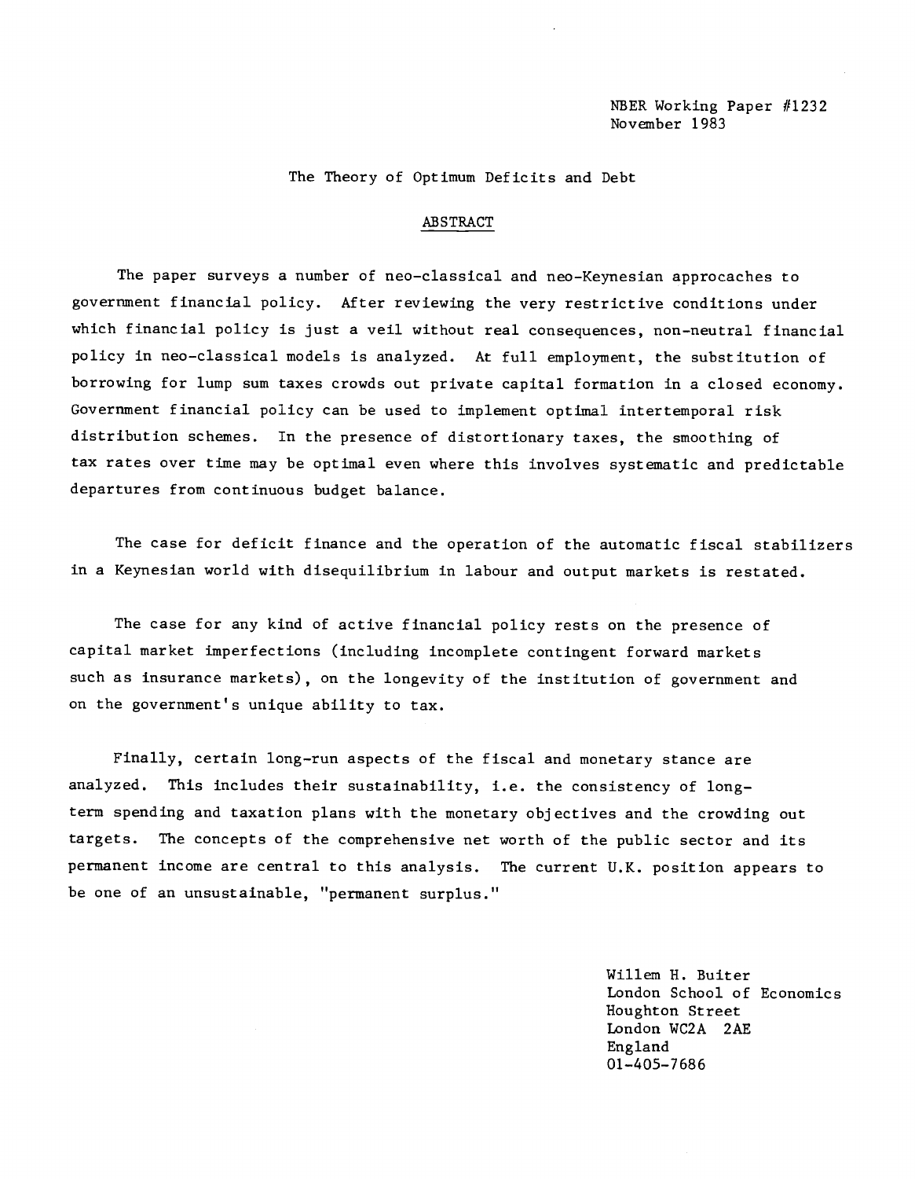NBER Working Paper #1232
November 1983

The Theory of Optimum Deficits and Debt

## ABSTRACT

The paper surveys a number of neo-classical and neo-Keynesian approcaches to government financial policy. After reviewing the very restrictive conditions under which financial policy is just a veil without real consequences, non-neutral financial policy in neo-classical models is analyzed. At full employment, the substitution of borrowing for lump sum taxes crowds out private capital formation in a closed economy. Government financial policy can be used to implement optimal intertemporal risk distribution schemes. In the presence of distortionary taxes, the smoothing of tax rates over time may be optimal even where this involves systematic and predictable departures from continuous budget balance.

The case for deficit finance and the operation of the automatic fiscal stabilizers in a Keynesian world with disequilibrium in labour and output markets is restated.

The case for any kind of active financial policy rests on the presence of capital market imperfections (including incomplete contingent forward markets such as insurance markets), on the longevity of the institution of government and on the government's unique ability to tax.

Finally, certain long-run aspects of the fiscal and monetary stance are analyzed. This includes their sustainability, i.e. the consistency of long-term spending and taxation plans with the monetary objectives and the crowding out targets. The concepts of the comprehensive net worth of the public sector and its permanent income are central to this analysis. The current U.K. position appears to be one of an unsustainable, "permanent surplus."

Willem H. Buiter
London School of Economics
Houghton Street
London WC2A 2AE
England
01-405-7686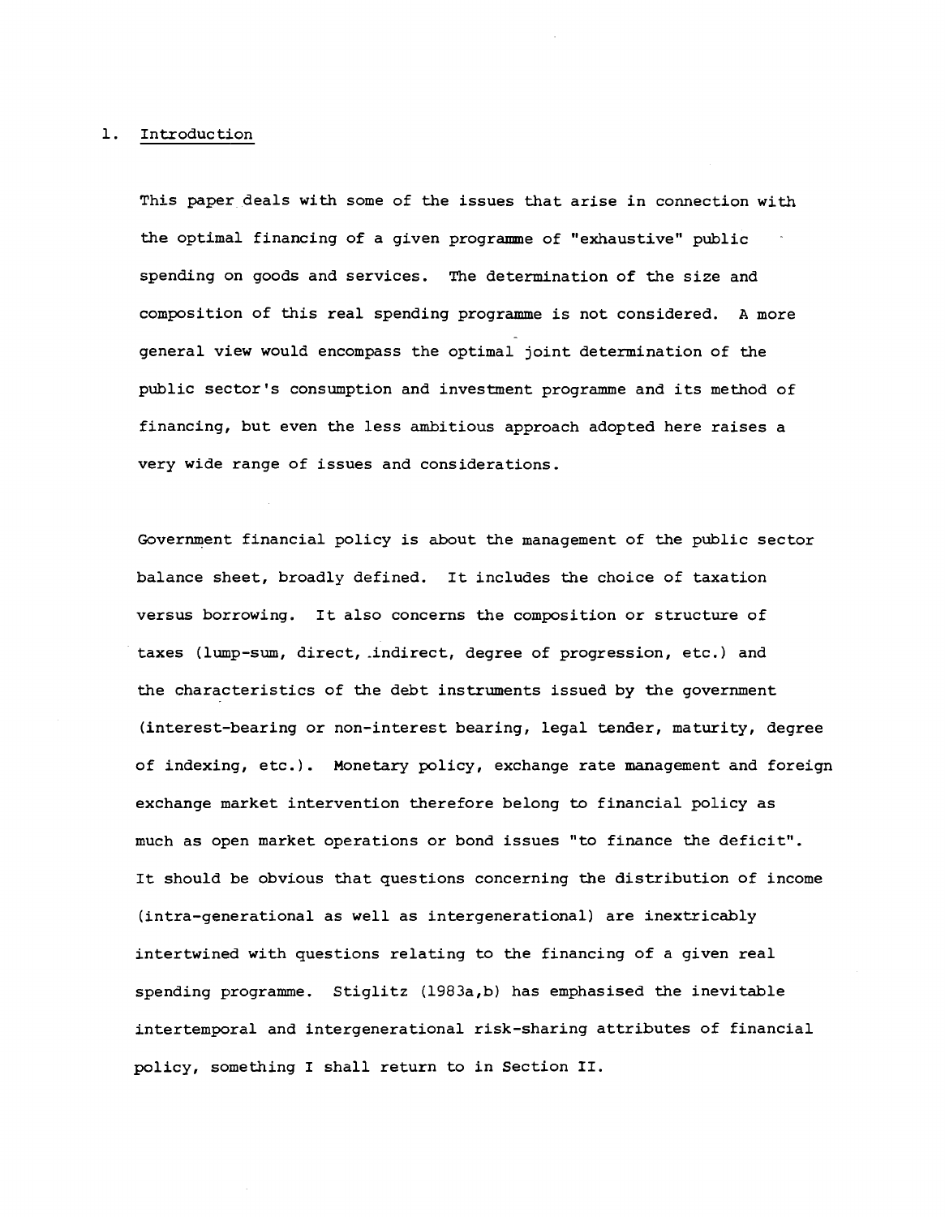## 1. Introduction

This paper deals with some of the issues that arise in connection with the optimal financing of a given programme of "exhaustive" public spending on goods and services. The determination of the size and composition of this real spending programme is not considered. A more general view would encompass the optimal joint determination of the public sector's consumption and investment programme and its method of financing, but even the less ambitious approach adopted here raises a very wide range of issues and considerations.

Government financial policy is about the management of the public sector balance sheet, broadly defined. It includes the choice of taxation versus borrowing. It also concerns the composition or structure of taxes (lump-sum, direct, indirect, degree of progression, etc.) and the characteristics of the debt instruments issued by the government (interest-bearing or non-interest bearing, legal tender, maturity, degree of indexing, etc.). Monetary policy, exchange rate management and foreign exchange market intervention therefore belong to financial policy as much as open market operations or bond issues "to finance the deficit". It should be obvious that questions concerning the distribution of income (intra-generational as well as intergenerational) are inextricably intertwined with questions relating to the financing of a given real spending programme. Stiglitz (1983a,b) has emphasised the inevitable intertemporal and intergenerational risk-sharing attributes of financial policy, something I shall return to in Section II.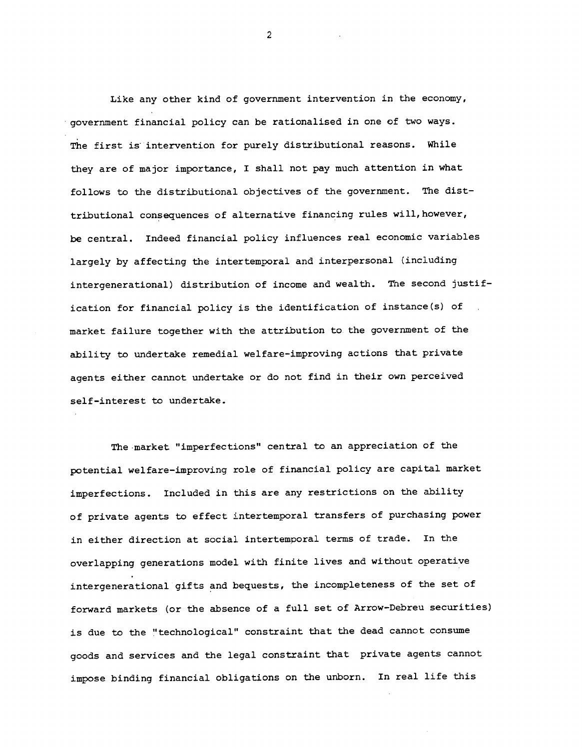Like any other kind of government intervention in the economy, government financial policy can be rationalised in one of two ways. The first is intervention for purely distributional reasons. While they are of major importance, I shall not pay much attention in what follows to the distributional objectives of the government. The distributional consequences of alternative financing rules will, however, be central. Indeed financial policy influences real economic variables largely by affecting the intertemporal and interpersonal (including intergenerational) distribution of income and wealth. The second justification for financial policy is the identification of instance(s) of market failure together with the attribution to the government of the ability to undertake remedial welfare-improving actions that private agents either cannot undertake or do not find in their own perceived self-interest to undertake.

The market "imperfections" central to an appreciation of the potential welfare-improving role of financial policy are capital market imperfections. Included in this are any restrictions on the ability of private agents to effect intertemporal transfers of purchasing power in either direction at social intertemporal terms of trade. In the overlapping generations model with finite lives and without operative intergenerational gifts and bequests, the incompleteness of the set of forward markets (or the absence of a full set of Arrow-Debreu securities) is due to the "technological" constraint that the dead cannot consume goods and services and the legal constraint that private agents cannot impose binding financial obligations on the unborn. In real life this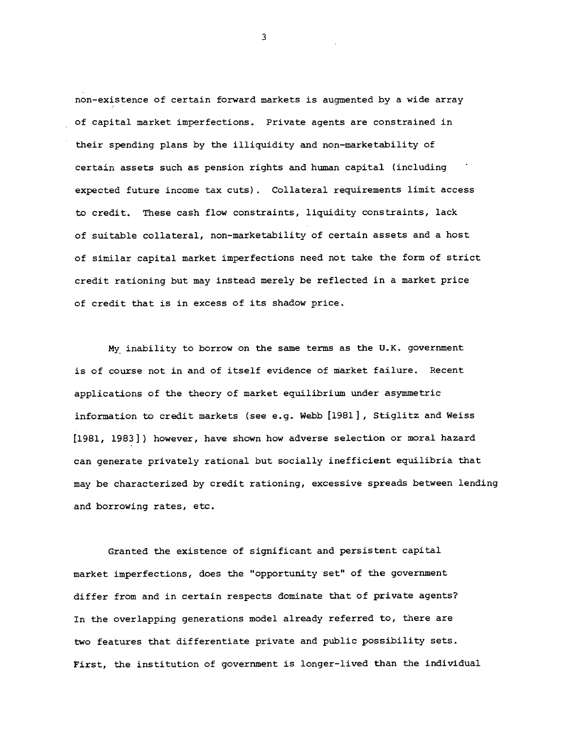non-existence of certain forward markets is augmented by a wide array of capital market imperfections. Private agents are constrained in their spending plans by the illiquidity and non-marketability of certain assets such as pension rights and human capital (including expected future income tax cuts). Collateral requirements limit access to credit. These cash flow constraints, liquidity constraints, lack of suitable collateral, non-marketability of certain assets and a host of similar capital market imperfections need not take the form of strict credit rationing but may instead merely be reflected in a market price of credit that is in excess of its shadow price.

My inability to borrow on the same terms as the U.K. government is of course not in and of itself evidence of market failure. Recent applications of the theory of market equilibrium under asymmetric information to credit markets (see e.g. Webb [1981], Stiglitz and Weiss [1981, 1983]) however, have shown how adverse selection or moral hazard can generate privately rational but socially inefficient equilibria that may be characterized by credit rationing, excessive spreads between lending and borrowing rates, etc.

Granted the existence of significant and persistent capital market imperfections, does the "opportunity set" of the government differ from and in certain respects dominate that of private agents? In the overlapping generations model already referred to, there are two features that differentiate private and public possibility sets. First, the institution of government is longer-lived than the individual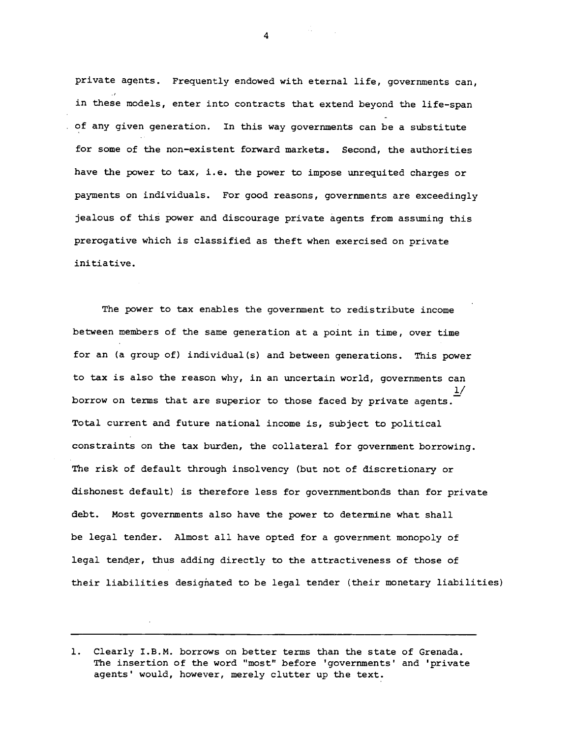private agents. Frequently endowed with eternal life, governments can, in these models, enter into contracts that extend beyond the life-span of any given generation. In this way governments can be a substitute for some of the non-existent forward markets. Second, the authorities have the power to tax, i.e. the power to impose unrequited charges or payments on individuals. For good reasons, governments are exceedingly jealous of this power and discourage private agents from assuming this prerogative which is classified as theft when exercised on private initiative.

The power to tax enables the government to redistribute income between members of the same generation at a point in time, over time for an (a group of) individual(s) and between generations. This power to tax is also the reason why, in an uncertain world, governments can borrow on terms that are superior to those faced by private agents.[1] Total current and future national income is, subject to political constraints on the tax burden, the collateral for government borrowing. The risk of default through insolvency (but not of discretionary or dishonest default) is therefore less for governmentbonds than for private debt. Most governments also have the power to determine what shall be legal tender. Almost all have opted for a government monopoly of legal tender, thus adding directly to the attractiveness of those of their liabilities designated to be legal tender (their monetary liabilities)

---

1. Clearly I.B.M. borrows on better terms than the state of Grenada. The insertion of the word "most" before 'governments' and 'private agents' would, however, merely clutter up the text.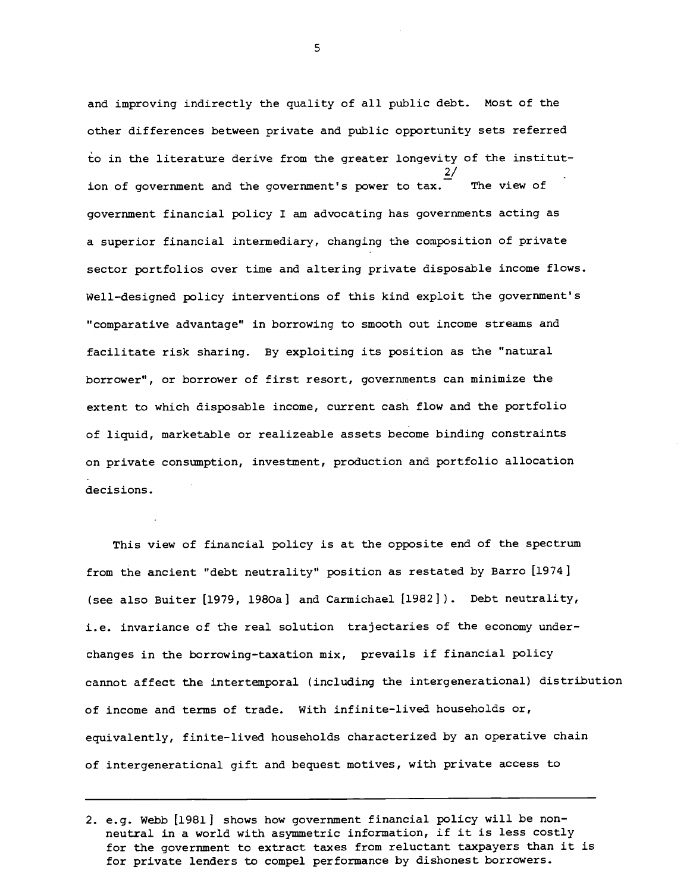and improving indirectly the quality of all public debt. Most of the other differences between private and public opportunity sets referred to in the literature derive from the greater longevity of the institution of government and the government's power to tax.[2] The view of government financial policy I am advocating has governments acting as a superior financial intermediary, changing the composition of private sector portfolios over time and altering private disposable income flows. Well-designed policy interventions of this kind exploit the government's "comparative advantage" in borrowing to smooth out income streams and facilitate risk sharing. By exploiting its position as the "natural borrower", or borrower of first resort, governments can minimize the extent to which disposable income, current cash flow and the portfolio of liquid, marketable or realizeable assets become binding constraints on private consumption, investment, production and portfolio allocation decisions.

This view of financial policy is at the opposite end of the spectrum from the ancient "debt neutrality" position as restated by Barro [1974] (see also Buiter [1979, 1980a] and Carmichael [1982]). Debt neutrality, i.e. invariance of the real solution trajectaries of the economy under changes in the borrowing-taxation mix, prevails if financial policy cannot affect the intertemporal (including the intergenerational) distribution of income and terms of trade. With infinite-lived households or, equivalently, finite-lived households characterized by an operative chain of intergenerational gift and bequest motives, with private access to

---

2. e.g. Webb [1981] shows how government financial policy will be non-neutral in a world with asymmetric information, if it is less costly for the government to extract taxes from reluctant taxpayers than it is for private lenders to compel performance by dishonest borrowers.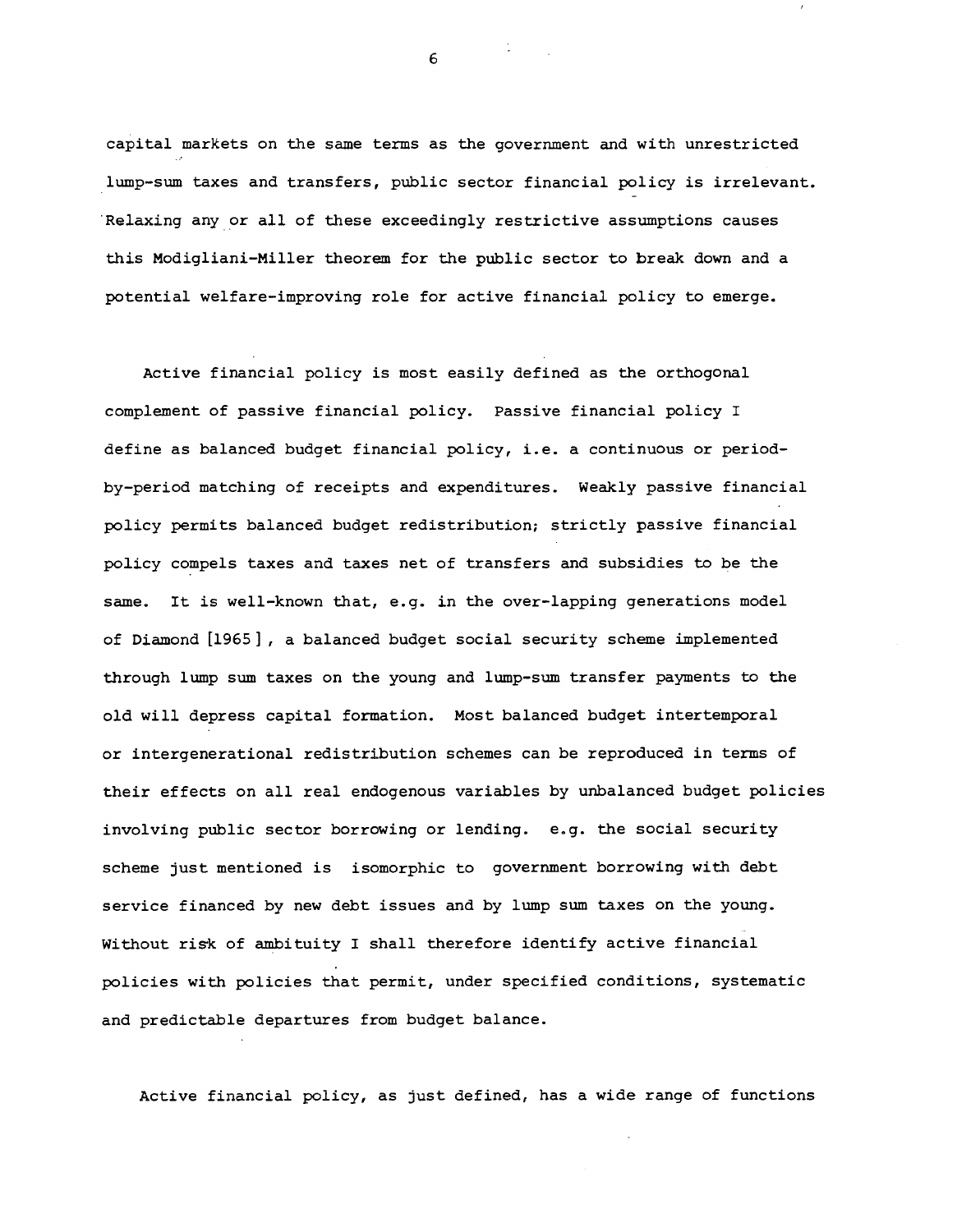capital markets on the same terms as the government and with unrestricted lump-sum taxes and transfers, public sector financial policy is irrelevant. Relaxing any or all of these exceedingly restrictive assumptions causes this Modigliani-Miller theorem for the public sector to break down and a potential welfare-improving role for active financial policy to emerge.

Active financial policy is most easily defined as the orthogonal complement of passive financial policy. Passive financial policy I define as balanced budget financial policy, i.e. a continuous or period-by-period matching of receipts and expenditures. Weakly passive financial policy permits balanced budget redistribution; strictly passive financial policy compels taxes and taxes net of transfers and subsidies to be the same. It is well-known that, e.g. in the over-lapping generations model of Diamond [1965], a balanced budget social security scheme implemented through lump sum taxes on the young and lump-sum transfer payments to the old will depress capital formation. Most balanced budget intertemporal or intergenerational redistribution schemes can be reproduced in terms of their effects on all real endogenous variables by unbalanced budget policies involving public sector borrowing or lending. e.g. the social security scheme just mentioned is isomorphic to government borrowing with debt service financed by new debt issues and by lump sum taxes on the young. Without risk of ambituity I shall therefore identify active financial policies with policies that permit, under specified conditions, systematic and predictable departures from budget balance.

Active financial policy, as just defined, has a wide range of functions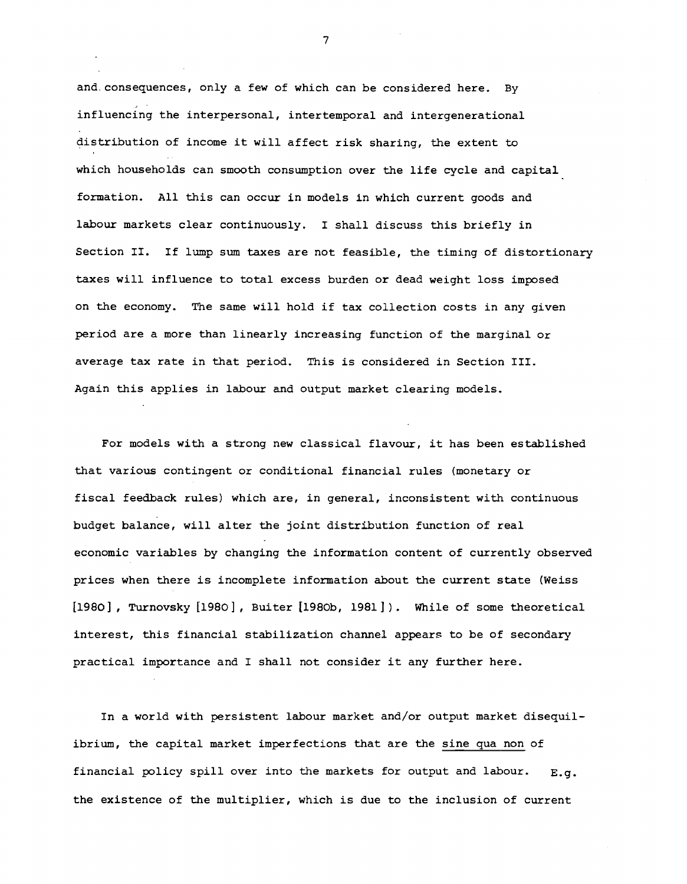and consequences, only a few of which can be considered here. By influencing the interpersonal, intertemporal and intergenerational distribution of income it will affect risk sharing, the extent to which households can smooth consumption over the life cycle and capital formation. All this can occur in models in which current goods and labour markets clear continuously. I shall discuss this briefly in Section II. If lump sum taxes are not feasible, the timing of distortionary taxes will influence to total excess burden or dead weight loss imposed on the economy. The same will hold if tax collection costs in any given period are a more than linearly increasing function of the marginal or average tax rate in that period. This is considered in Section III. Again this applies in labour and output market clearing models.

For models with a strong new classical flavour, it has been established that various contingent or conditional financial rules (monetary or fiscal feedback rules) which are, in general, inconsistent with continuous budget balance, will alter the joint distribution function of real economic variables by changing the information content of currently observed prices when there is incomplete information about the current state (Weiss [1980], Turnovsky [1980], Buiter [1980b, 1981]). While of some theoretical interest, this financial stabilization channel appears to be of secondary practical importance and I shall not consider it any further here.

In a world with persistent labour market and/or output market disequilibrium, the capital market imperfections that are the sine qua non of financial policy spill over into the markets for output and labour. E.g. the existence of the multiplier, which is due to the inclusion of current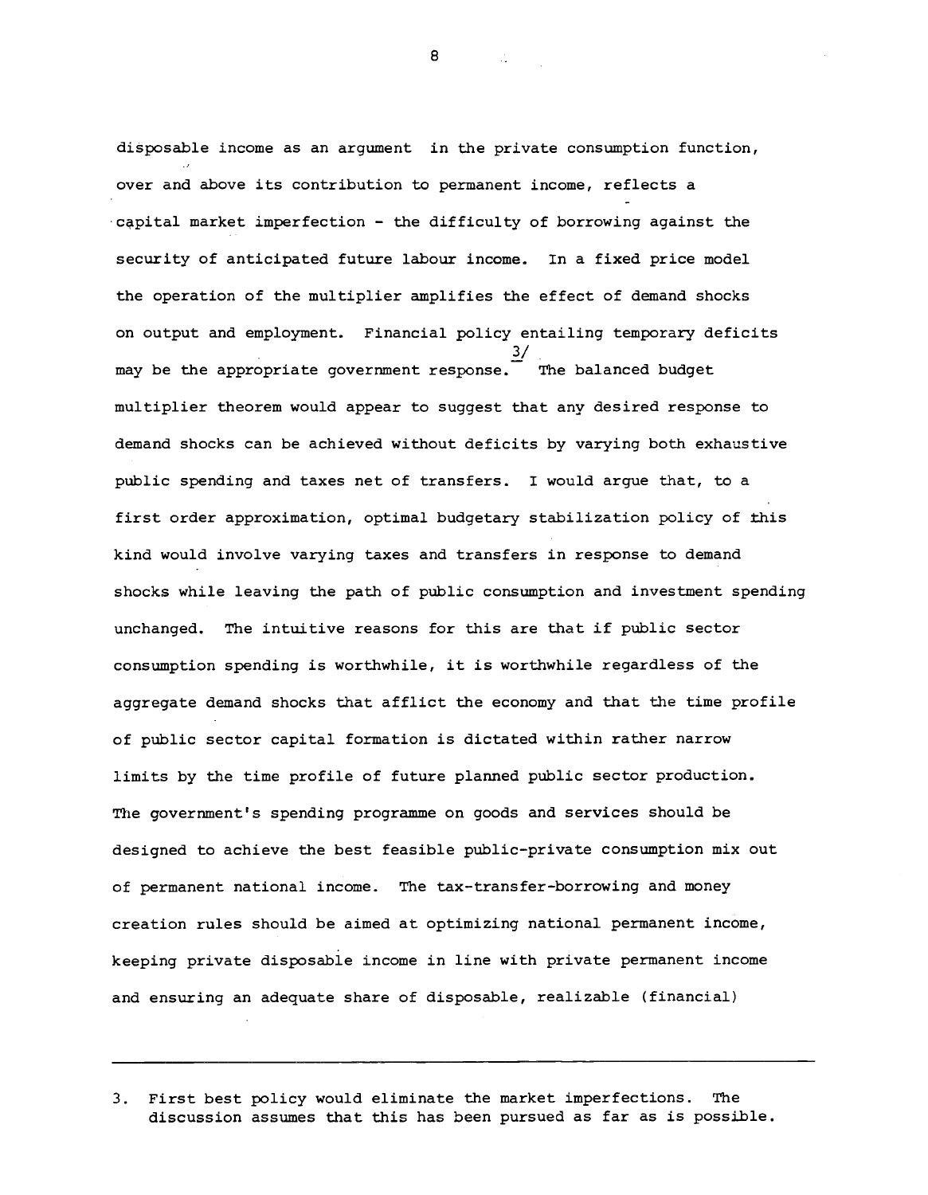disposable income as an argument in the private consumption function, over and above its contribution to permanent income, reflects a capital market imperfection - the difficulty of borrowing against the security of anticipated future labour income. In a fixed price model the operation of the multiplier amplifies the effect of demand shocks on output and employment. Financial policy entailing temporary deficits may be the appropriate government response.[3] The balanced budget multiplier theorem would appear to suggest that any desired response to demand shocks can be achieved without deficits by varying both exhaustive public spending and taxes net of transfers. I would argue that, to a first order approximation, optimal budgetary stabilization policy of this kind would involve varying taxes and transfers in response to demand shocks while leaving the path of public consumption and investment spending unchanged. The intuitive reasons for this are that if public sector consumption spending is worthwhile, it is worthwhile regardless of the aggregate demand shocks that afflict the economy and that the time profile of public sector capital formation is dictated within rather narrow limits by the time profile of future planned public sector production. The government's spending programme on goods and services should be designed to achieve the best feasible public-private consumption mix out of permanent national income. The tax-transfer-borrowing and money creation rules should be aimed at optimizing national permanent income, keeping private disposable income in line with private permanent income and ensuring an adequate share of disposable, realizable (financial)

---

3. First best policy would eliminate the market imperfections. The discussion assumes that this has been pursued as far as is possible.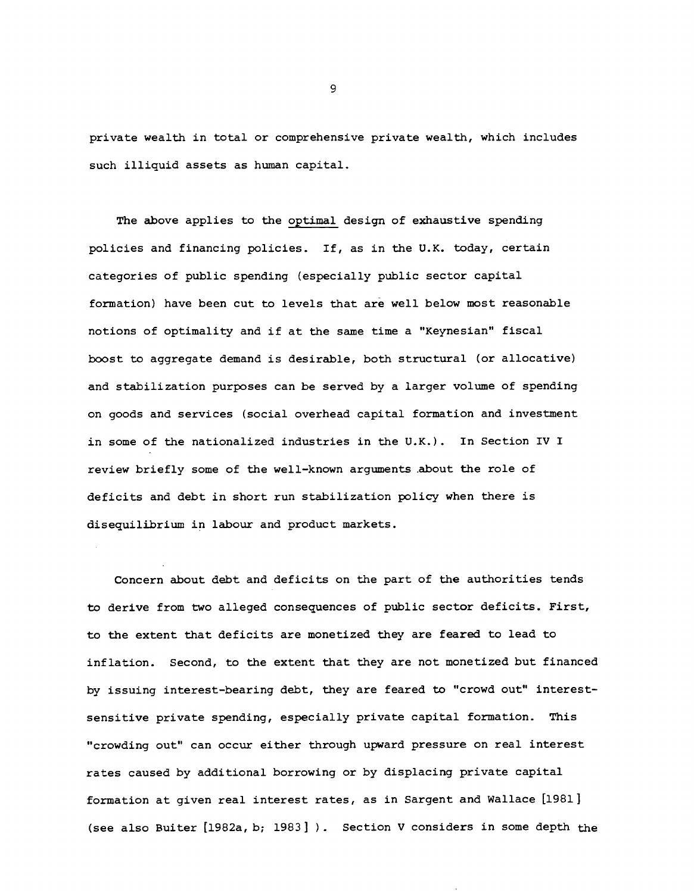private wealth in total or comprehensive private wealth, which includes such illiquid assets as human capital.

The above applies to the optimal design of exhaustive spending policies and financing policies. If, as in the U.K. today, certain categories of public spending (especially public sector capital formation) have been cut to levels that are well below most reasonable notions of optimality and if at the same time a "Keynesian" fiscal boost to aggregate demand is desirable, both structural (or allocative) and stabilization purposes can be served by a larger volume of spending on goods and services (social overhead capital formation and investment in some of the nationalized industries in the U.K.). In Section IV I review briefly some of the well-known arguments about the role of deficits and debt in short run stabilization policy when there is disequilibrium in labour and product markets.

Concern about debt and deficits on the part of the authorities tends to derive from two alleged consequences of public sector deficits. First, to the extent that deficits are monetized they are feared to lead to inflation. Second, to the extent that they are not monetized but financed by issuing interest-bearing debt, they are feared to "crowd out" interest-sensitive private spending, especially private capital formation. This "crowding out" can occur either through upward pressure on real interest rates caused by additional borrowing or by displacing private capital formation at given real interest rates, as in Sargent and Wallace [1981] (see also Buiter [1982a, b; 1983] ). Section V considers in some depth the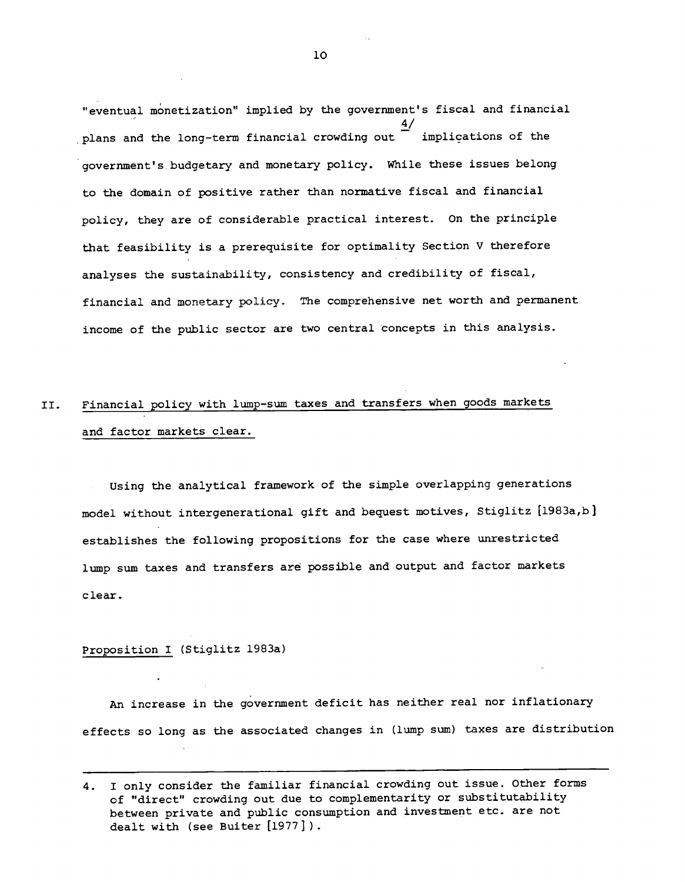"eventual monetization" implied by the government's fiscal and financial plans and the long-term financial crowding out [4] implications of the government's budgetary and monetary policy. While these issues belong to the domain of positive rather than normative fiscal and financial policy, they are of considerable practical interest. On the principle that feasibility is a prerequisite for optimality Section V therefore analyses the sustainability, consistency and credibility of fiscal, financial and monetary policy. The comprehensive net worth and permanent income of the public sector are two central concepts in this analysis.

## II. Financial policy with lump-sum taxes and transfers when goods markets and factor markets clear.

Using the analytical framework of the simple overlapping generations model without intergenerational gift and bequest motives, Stiglitz [1983a,b] establishes the following propositions for the case where unrestricted lump sum taxes and transfers are possible and output and factor markets clear.

Proposition I (Stiglitz 1983a)

An increase in the government deficit has neither real nor inflationary effects so long as the associated changes in (lump sum) taxes are distribution

---

4. I only consider the familiar financial crowding out issue. Other forms of "direct" crowding out due to complementarity or substitutability between private and public consumption and investment etc. are not dealt with (see Buiter [1977]).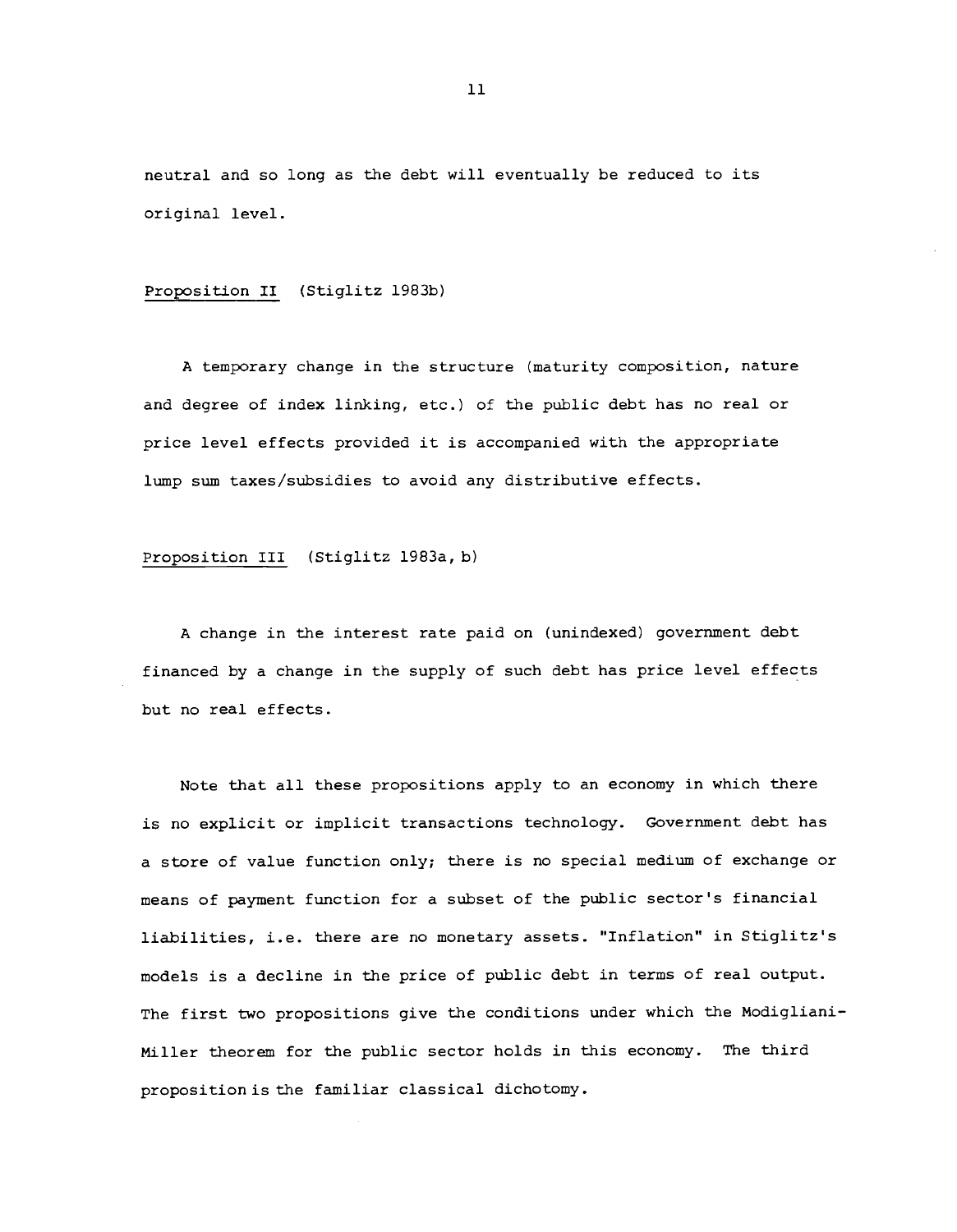neutral and so long as the debt will eventually be reduced to its original level.

Proposition II (Stiglitz 1983b)

A temporary change in the structure (maturity composition, nature and degree of index linking, etc.) of the public debt has no real or price level effects provided it is accompanied with the appropriate lump sum taxes/subsidies to avoid any distributive effects.

Proposition III (Stiglitz 1983a, b)

A change in the interest rate paid on (unindexed) government debt financed by a change in the supply of such debt has price level effects but no real effects.

Note that all these propositions apply to an economy in which there is no explicit or implicit transactions technology. Government debt has a store of value function only; there is no special medium of exchange or means of payment function for a subset of the public sector's financial liabilities, i.e. there are no monetary assets. "Inflation" in Stiglitz's models is a decline in the price of public debt in terms of real output. The first two propositions give the conditions under which the Modigliani-Miller theorem for the public sector holds in this economy. The third proposition is the familiar classical dichotomy.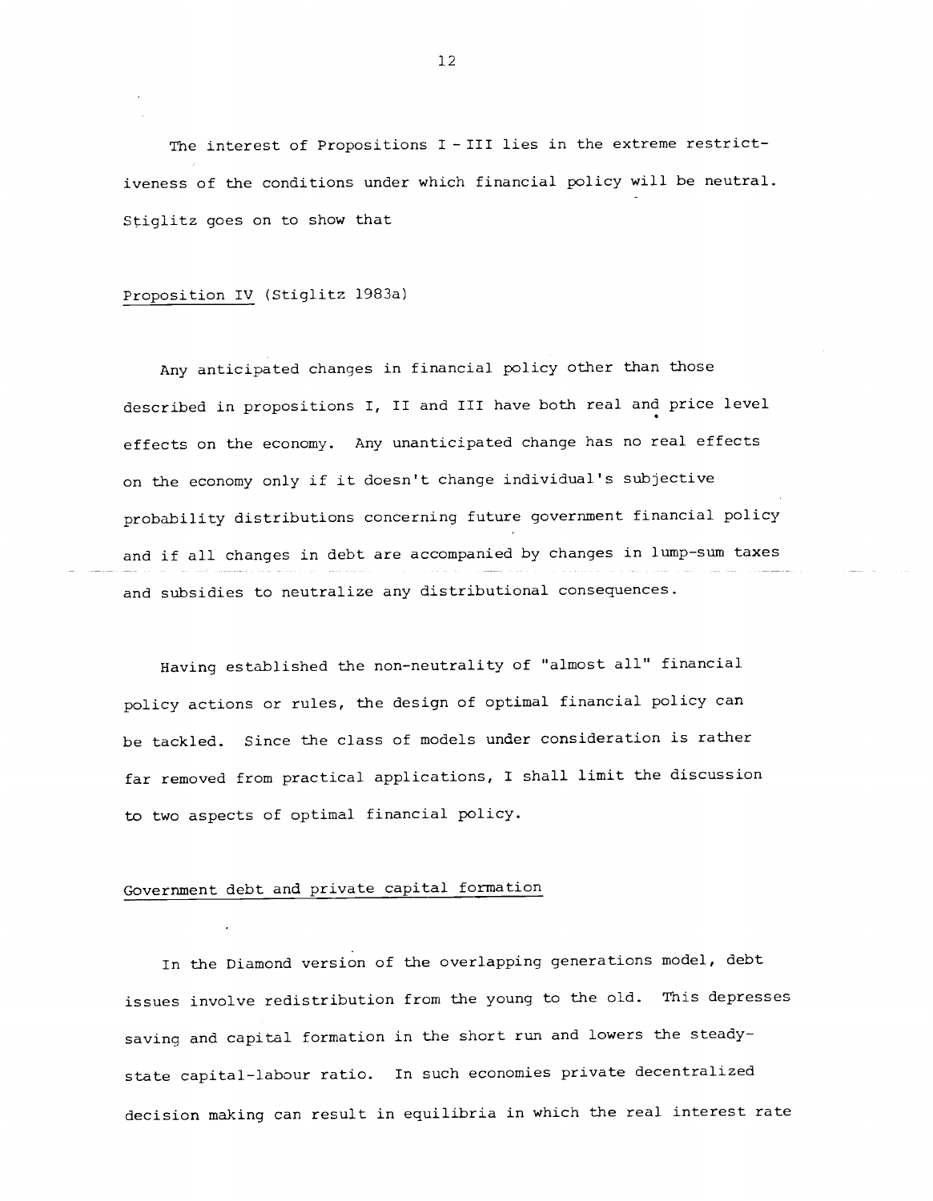The interest of Propositions I - III lies in the extreme restrictiveness of the conditions under which financial policy will be neutral. Stiglitz goes on to show that

Proposition IV (Stiglitz 1983a)

Any anticipated changes in financial policy other than those described in propositions I, II and III have both real and price level effects on the economy. Any unanticipated change has no real effects on the economy only if it doesn't change individual's subjective probability distributions concerning future government financial policy and if all changes in debt are accompanied by changes in lump-sum taxes and subsidies to neutralize any distributional consequences.

Having established the non-neutrality of "almost all" financial policy actions or rules, the design of optimal financial policy can be tackled. Since the class of models under consideration is rather far removed from practical applications, I shall limit the discussion to two aspects of optimal financial policy.

Government debt and private capital formation

In the Diamond version of the overlapping generations model, debt issues involve redistribution from the young to the old. This depresses saving and capital formation in the short run and lowers the steady-state capital-labour ratio. In such economies private decentralized decision making can result in equilibria in which the real interest rate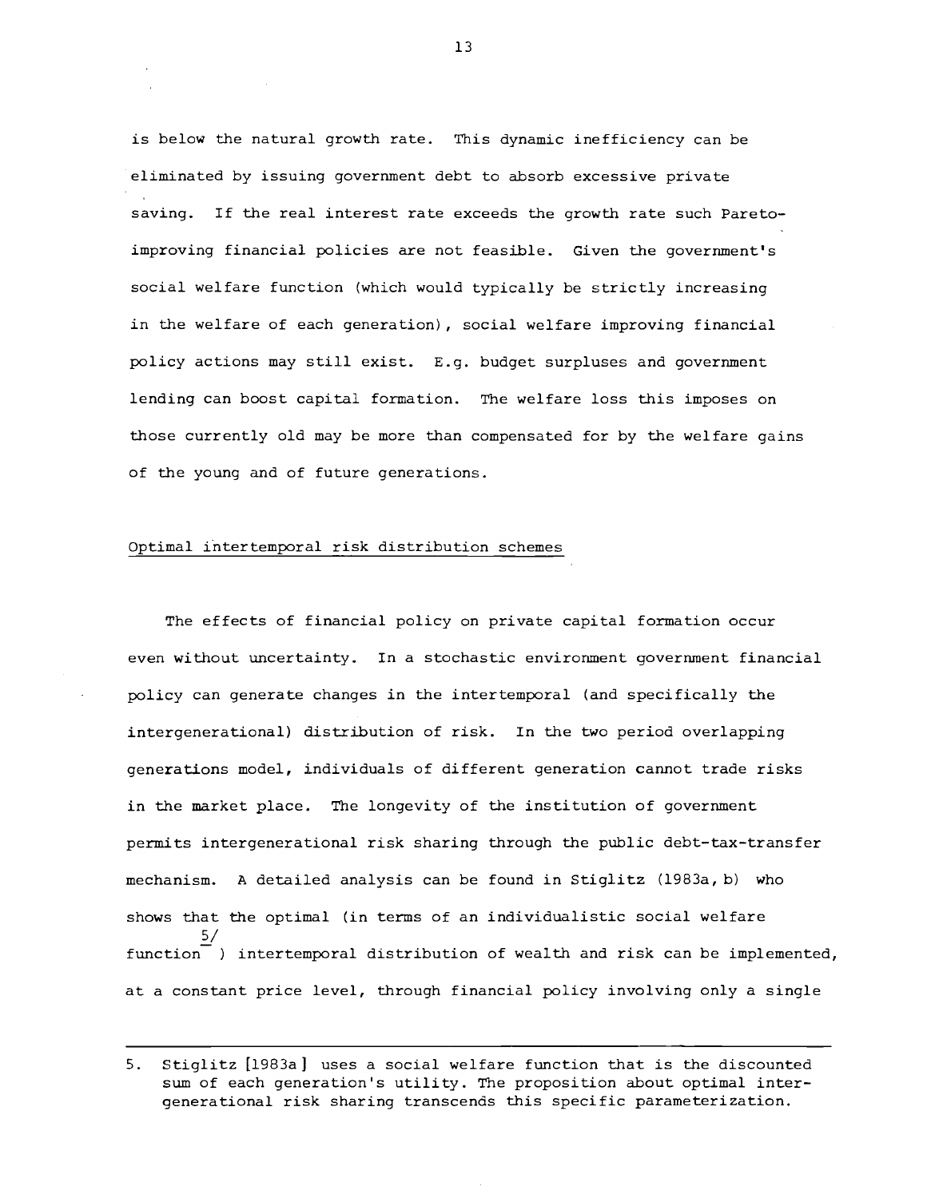is below the natural growth rate. This dynamic inefficiency can be eliminated by issuing government debt to absorb excessive private saving. If the real interest rate exceeds the growth rate such Pareto-improving financial policies are not feasible. Given the government's social welfare function (which would typically be strictly increasing in the welfare of each generation), social welfare improving financial policy actions may still exist. E.g. budget surpluses and government lending can boost capital formation. The welfare loss this imposes on those currently old may be more than compensated for by the welfare gains of the young and of future generations.

## Optimal intertemporal risk distribution schemes

The effects of financial policy on private capital formation occur even without uncertainty. In a stochastic environment government financial policy can generate changes in the intertemporal (and specifically the intergenerational) distribution of risk. In the two period overlapping generations model, individuals of different generation cannot trade risks in the market place. The longevity of the institution of government permits intergenerational risk sharing through the public debt-tax-transfer mechanism. A detailed analysis can be found in Stiglitz (1983a, b) who shows that the optimal (in terms of an individualistic social welfare function[5]) intertemporal distribution of wealth and risk can be implemented, at a constant price level, through financial policy involving only a single

---

5. Stiglitz [1983a] uses a social welfare function that is the discounted sum of each generation's utility. The proposition about optimal intergenerational risk sharing transcends this specific parameterization.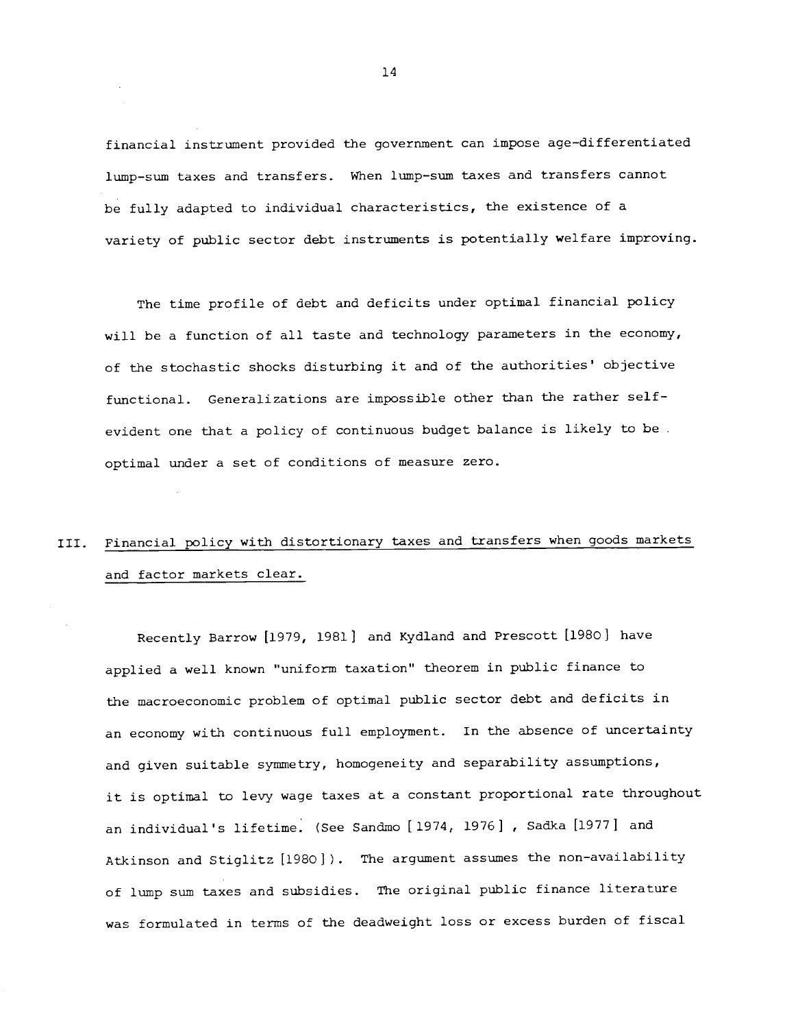financial instrument provided the government can impose age-differentiated lump-sum taxes and transfers. When lump-sum taxes and transfers cannot be fully adapted to individual characteristics, the existence of a variety of public sector debt instruments is potentially welfare improving.

The time profile of debt and deficits under optimal financial policy will be a function of all taste and technology parameters in the economy, of the stochastic shocks disturbing it and of the authorities' objective functional. Generalizations are impossible other than the rather self-evident one that a policy of continuous budget balance is likely to be optimal under a set of conditions of measure zero.

## III. Financial policy with distortionary taxes and transfers when goods markets and factor markets clear.

Recently Barrow [1979, 1981] and Kydland and Prescott [1980] have applied a well known "uniform taxation" theorem in public finance to the macroeconomic problem of optimal public sector debt and deficits in an economy with continuous full employment. In the absence of uncertainty and given suitable symmetry, homogeneity and separability assumptions, it is optimal to levy wage taxes at a constant proportional rate throughout an individual's lifetime. (See Sandmo [1974, 1976], Sadka [1977] and Atkinson and Stiglitz [1980]). The argument assumes the non-availability of lump sum taxes and subsidies. The original public finance literature was formulated in terms of the deadweight loss or excess burden of fiscal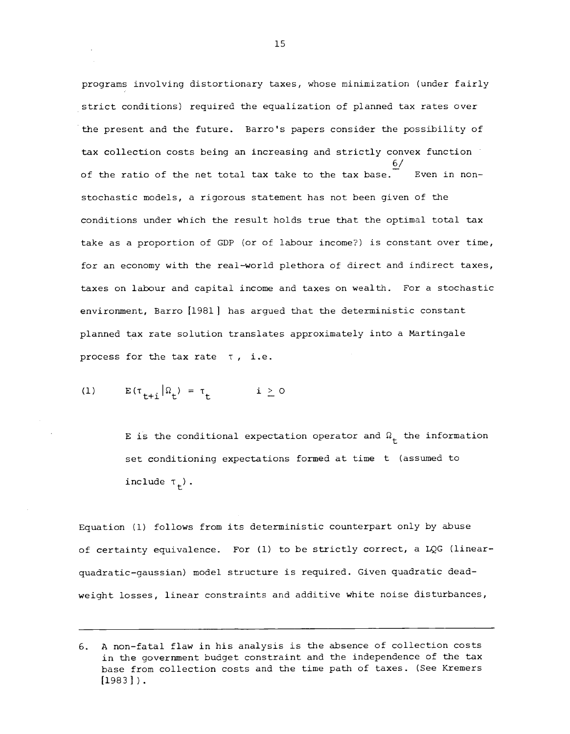programs involving distortionary taxes, whose minimization (under fairly strict conditions) required the equalization of planned tax rates over the present and the future. Barro's papers consider the possibility of tax collection costs being an increasing and strictly convex function of the ratio of the net total tax take to the tax base.[6] Even in non-stochastic models, a rigorous statement has not been given of the conditions under which the result holds true that the optimal total tax take as a proportion of GDP (or of labour income?) is constant over time, for an economy with the real-world plethora of direct and indirect taxes, taxes on labour and capital income and taxes on wealth. For a stochastic environment, Barro [1981] has argued that the deterministic constant planned tax rate solution translates approximately into a Martingale process for the tax rate $\tau$, i.e.

$$(1) \qquad E(\tau_{t+i} | \Omega_t) = \tau_t \qquad i \geq 0$$

> E is the conditional expectation operator and $\Omega_t$ the information set conditioning expectations formed at time t (assumed to include $\tau_t$).

Equation (1) follows from its deterministic counterpart only by abuse of certainty equivalence. For (1) to be strictly correct, a LQG (linear-quadratic-gaussian) model structure is required. Given quadratic dead-weight losses, linear constraints and additive white noise disturbances,

---

6. A non-fatal flaw in his analysis is the absence of collection costs in the government budget constraint and the independence of the tax base from collection costs and the time path of taxes. (See Kremers [1983]).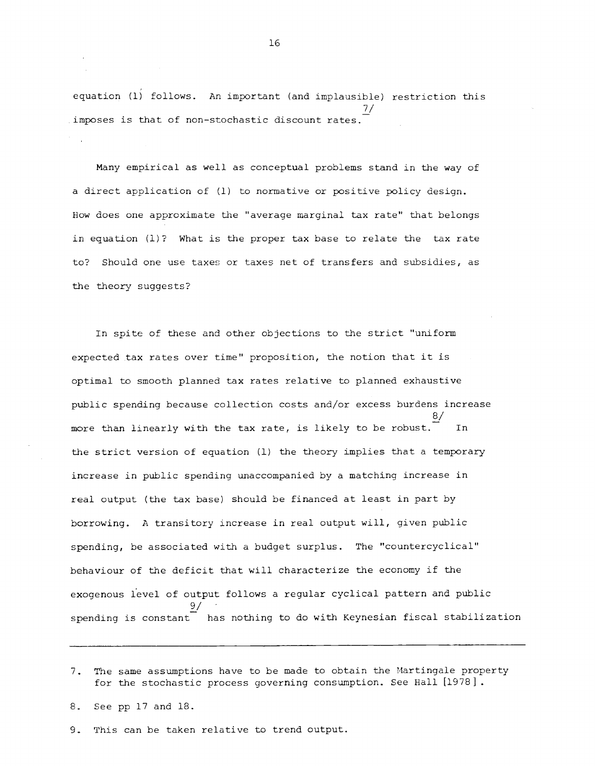equation (1) follows. An important (and implausible) restriction this imposes is that of non-stochastic discount rates.[7]

Many empirical as well as conceptual problems stand in the way of a direct application of (1) to normative or positive policy design. How does one approximate the "average marginal tax rate" that belongs in equation (1)? What is the proper tax base to relate the tax rate to? Should one use taxes or taxes net of transfers and subsidies, as the theory suggests?

In spite of these and other objections to the strict "uniform expected tax rates over time" proposition, the notion that it is optimal to smooth planned tax rates relative to planned exhaustive public spending because collection costs and/or excess burdens increase more than linearly with the tax rate, is likely to be robust.[8] In the strict version of equation (1) the theory implies that a temporary increase in public spending unaccompanied by a matching increase in real output (the tax base) should be financed at least in part by borrowing. A transitory increase in real output will, given public spending, be associated with a budget surplus. The "countercyclical" behaviour of the deficit that will characterize the economy if the exogenous level of output follows a regular cyclical pattern and public spending is constant[9] has nothing to do with Keynesian fiscal stabilization

---

7. The same assumptions have to be made to obtain the Martingale property for the stochastic process governing consumption. See Hall [1978].

8. See pp 17 and 18.

9. This can be taken relative to trend output.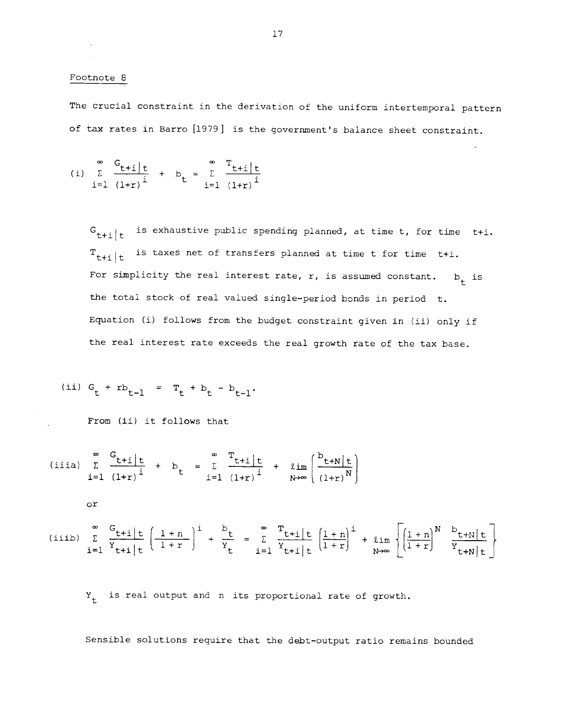Footnote 8

The crucial constraint in the derivation of the uniform intertemporal pattern of tax rates in Barro [1979] is the government's balance sheet constraint.

$$\text{(i)} \quad \sum_{i=1}^{\infty} \frac{G_{t+i|t}}{(1+r)^i} + b_t = \sum_{i=1}^{\infty} \frac{T_{t+i|t}}{(1+r)^i}$$

> $G_{t+i|t}$ is exhaustive public spending planned, at time t, for time t+i.
>
> $T_{t+i|t}$ is taxes net of transfers planned at time t for time t+i.
>
> For simplicity the real interest rate, r, is assumed constant. $b_t$ is the total stock of real valued single-period bonds in period t.
>
> Equation (i) follows from the budget constraint given in (ii) only if the real interest rate exceeds the real growth rate of the tax base.

$$\text{(ii)} \quad G_t + rb_{t-1} = T_t + b_t - b_{t-1}.$$

From (ii) it follows that

$$\text{(iiia)} \quad \sum_{i=1}^{\infty} \frac{G_{t+i|t}}{(1+r)^i} + b_t = \sum_{i=1}^{\infty} \frac{T_{t+i|t}}{(1+r)^i} + \lim_{N\to\infty} \left( \frac{b_{t+N|t}}{(1+r)^N} \right)$$

or

$$\text{(iiib)} \quad \sum_{i=1}^{\infty} \frac{G_{t+i|t}}{Y_{t+i|t}} \left( \frac{1+n}{1+r} \right)^i + \frac{b_t}{Y_t} = \sum_{i=1}^{\infty} \frac{T_{t+i|t}}{Y_{t+i|t}} \left( \frac{1+n}{1+r} \right)^i + \lim_{N\to\infty} \left\{ \left( \frac{1+n}{1+r} \right)^N \frac{b_{t+N|t}}{Y_{t+N|t}} \right\}$$

> $Y_t$ is real output and n its proportional rate of growth.

Sensible solutions require that the debt-output ratio remains bounded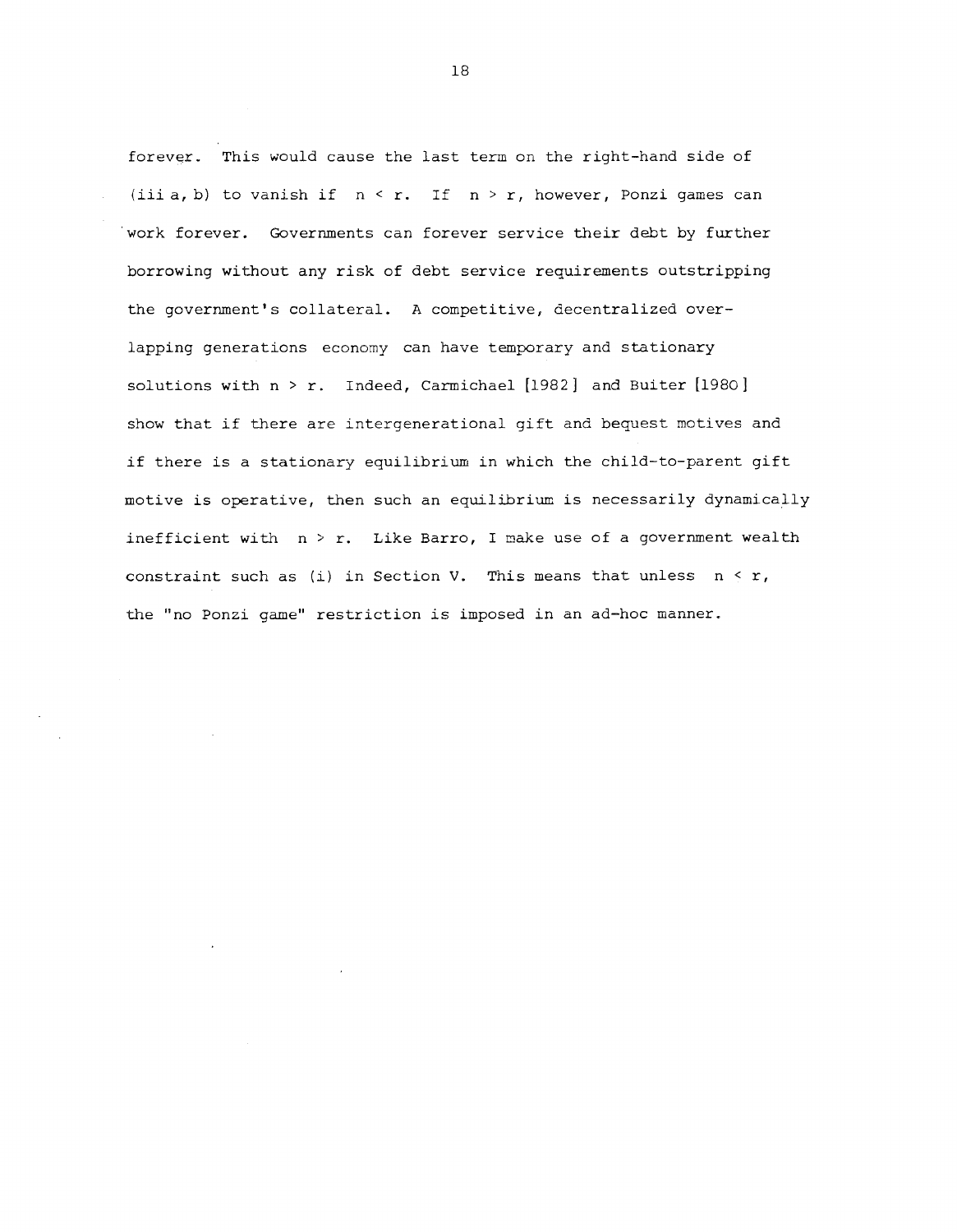forever. This would cause the last term on the right-hand side of (iii a, b) to vanish if $n < r$. If $n > r$, however, Ponzi games can work forever. Governments can forever service their debt by further borrowing without any risk of debt service requirements outstripping the government's collateral. A competitive, decentralized overlapping generations economy can have temporary and stationary solutions with $n > r$. Indeed, Carmichael [1982] and Buiter [1980] show that if there are intergenerational gift and bequest motives and if there is a stationary equilibrium in which the child-to-parent gift motive is operative, then such an equilibrium is necessarily dynamically inefficient with $n > r$. Like Barro, I make use of a government wealth constraint such as (i) in Section V. This means that unless $n < r$, the "no Ponzi game" restriction is imposed in an ad-hoc manner.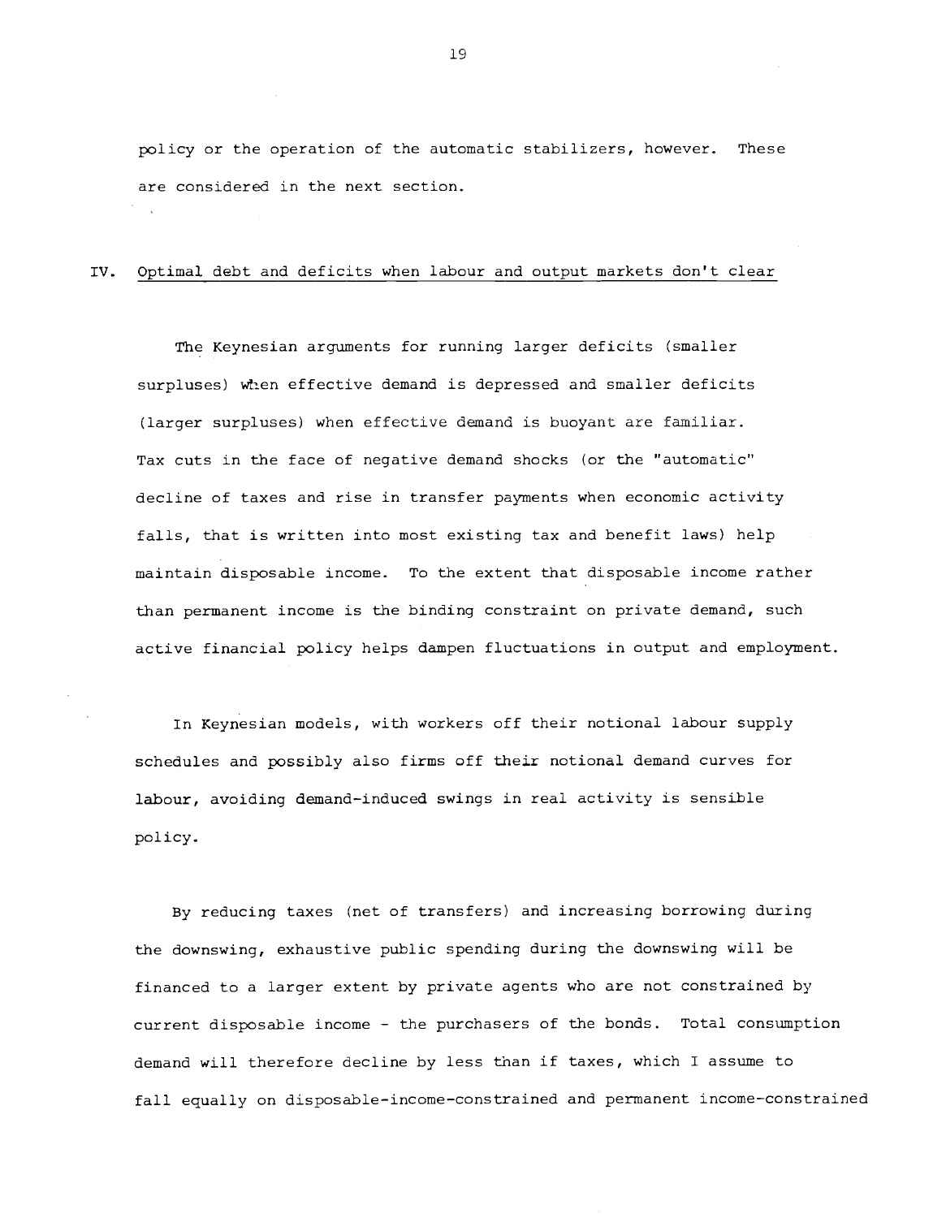policy or the operation of the automatic stabilizers, however. These are considered in the next section.

## IV. Optimal debt and deficits when labour and output markets don't clear

The Keynesian arguments for running larger deficits (smaller surpluses) when effective demand is depressed and smaller deficits (larger surpluses) when effective demand is buoyant are familiar. Tax cuts in the face of negative demand shocks (or the "automatic" decline of taxes and rise in transfer payments when economic activity falls, that is written into most existing tax and benefit laws) help maintain disposable income. To the extent that disposable income rather than permanent income is the binding constraint on private demand, such active financial policy helps dampen fluctuations in output and employment.

In Keynesian models, with workers off their notional labour supply schedules and possibly also firms off their notional demand curves for labour, avoiding demand-induced swings in real activity is sensible policy.

By reducing taxes (net of transfers) and increasing borrowing during the downswing, exhaustive public spending during the downswing will be financed to a larger extent by private agents who are not constrained by current disposable income - the purchasers of the bonds. Total consumption demand will therefore decline by less than if taxes, which I assume to fall equally on disposable-income-constrained and permanent income-constrained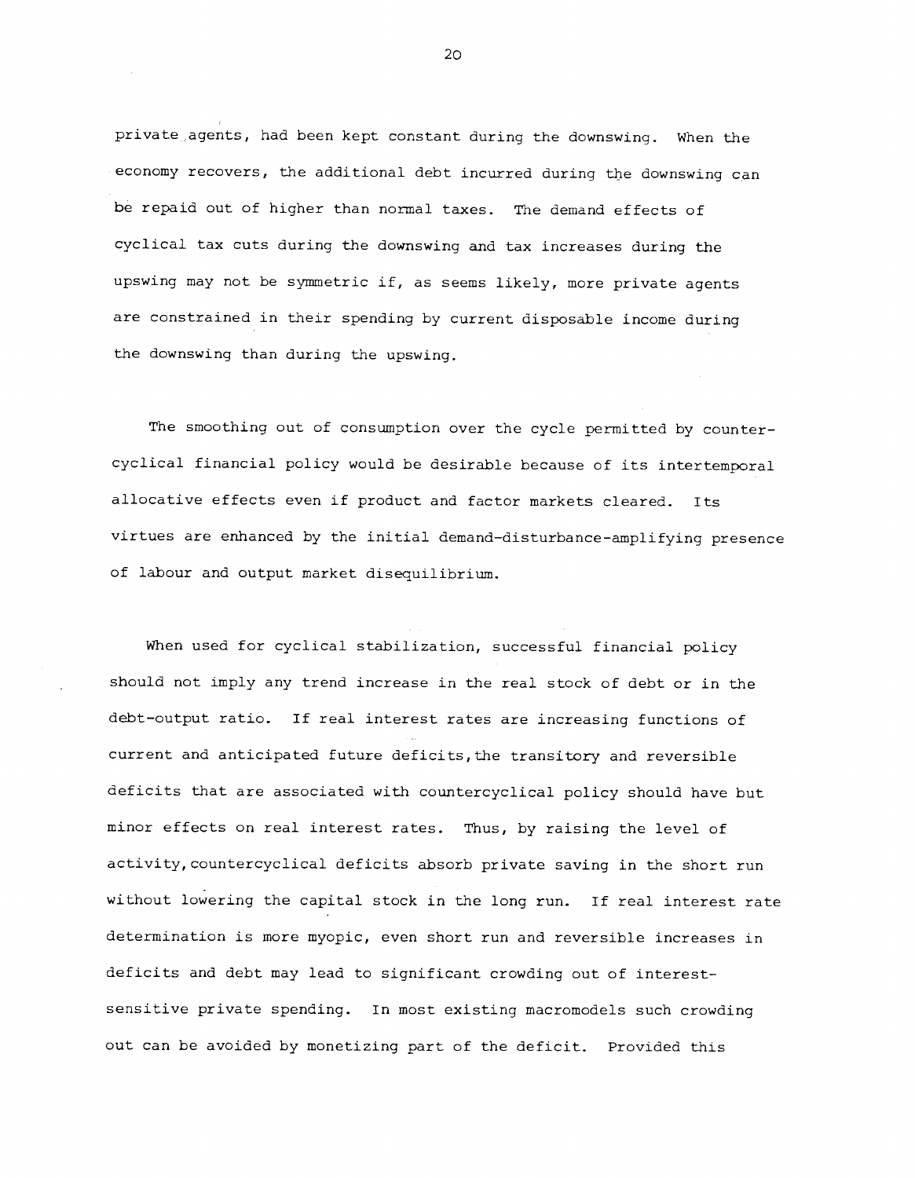private agents, had been kept constant during the downswing. When the economy recovers, the additional debt incurred during the downswing can be repaid out of higher than normal taxes. The demand effects of cyclical tax cuts during the downswing and tax increases during the upswing may not be symmetric if, as seems likely, more private agents are constrained in their spending by current disposable income during the downswing than during the upswing.

The smoothing out of consumption over the cycle permitted by countercyclical financial policy would be desirable because of its intertemporal allocative effects even if product and factor markets cleared. Its virtues are enhanced by the initial demand-disturbance-amplifying presence of labour and output market disequilibrium.

When used for cyclical stabilization, successful financial policy should not imply any trend increase in the real stock of debt or in the debt-output ratio. If real interest rates are increasing functions of current and anticipated future deficits, the transitory and reversible deficits that are associated with countercyclical policy should have but minor effects on real interest rates. Thus, by raising the level of activity, countercyclical deficits absorb private saving in the short run without lowering the capital stock in the long run. If real interest rate determination is more myopic, even short run and reversible increases in deficits and debt may lead to significant crowding out of interest-sensitive private spending. In most existing macromodels such crowding out can be avoided by monetizing part of the deficit. Provided this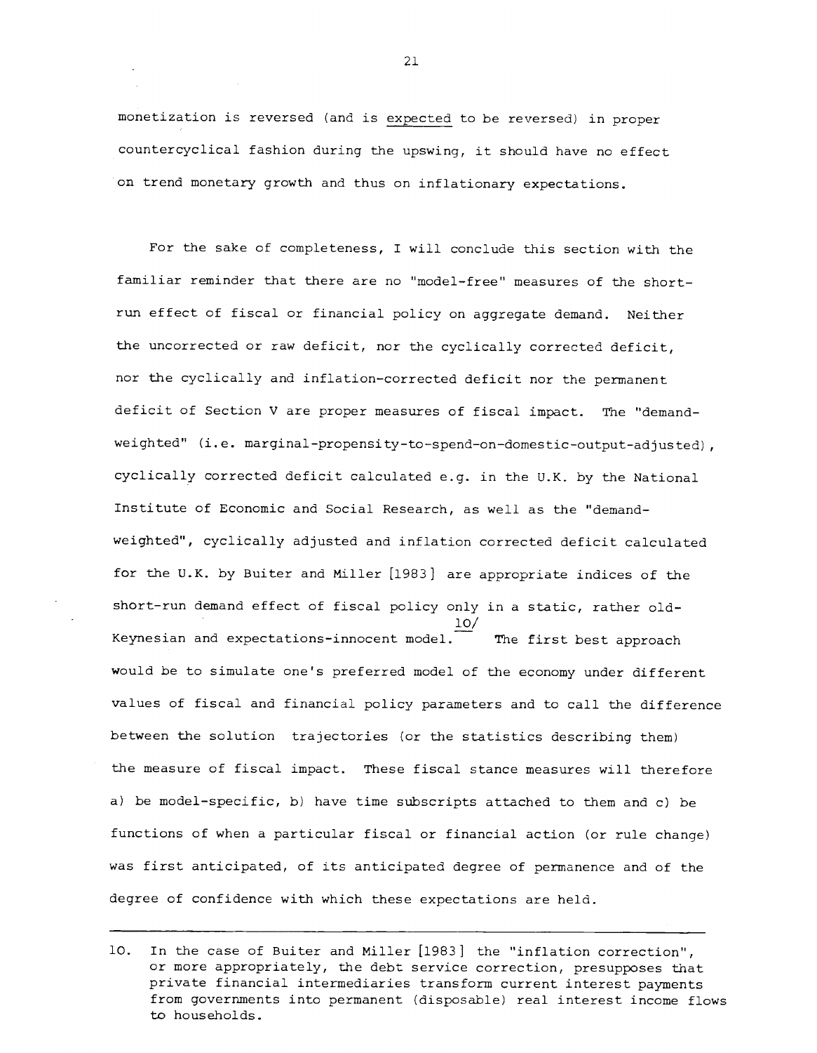monetization is reversed (and is _expected_ to be reversed) in proper countercyclical fashion during the upswing, it should have no effect on trend monetary growth and thus on inflationary expectations.

For the sake of completeness, I will conclude this section with the familiar reminder that there are no "model-free" measures of the short-run effect of fiscal or financial policy on aggregate demand. Neither the uncorrected or raw deficit, nor the cyclically corrected deficit, nor the cyclically and inflation-corrected deficit nor the permanent deficit of Section V are proper measures of fiscal impact. The "demand-weighted" (i.e. marginal-propensity-to-spend-on-domestic-output-adjusted), cyclically corrected deficit calculated e.g. in the U.K. by the National Institute of Economic and Social Research, as well as the "demand-weighted", cyclically adjusted and inflation corrected deficit calculated for the U.K. by Buiter and Miller [1983] are appropriate indices of the short-run demand effect of fiscal policy only in a static, rather old-Keynesian and expectations-innocent model.[10/] The first best approach would be to simulate one's preferred model of the economy under different values of fiscal and financial policy parameters and to call the difference between the solution trajectories (or the statistics describing them) the measure of fiscal impact. These fiscal stance measures will therefore a) be model-specific, b) have time subscripts attached to them and c) be functions of when a particular fiscal or financial action (or rule change) was first anticipated, of its anticipated degree of permanence and of the degree of confidence with which these expectations are held.

---

10. In the case of Buiter and Miller [1983] the "inflation correction", or more appropriately, the debt service correction, presupposes that private financial intermediaries transform current interest payments from governments into permanent (disposable) real interest income flows to households.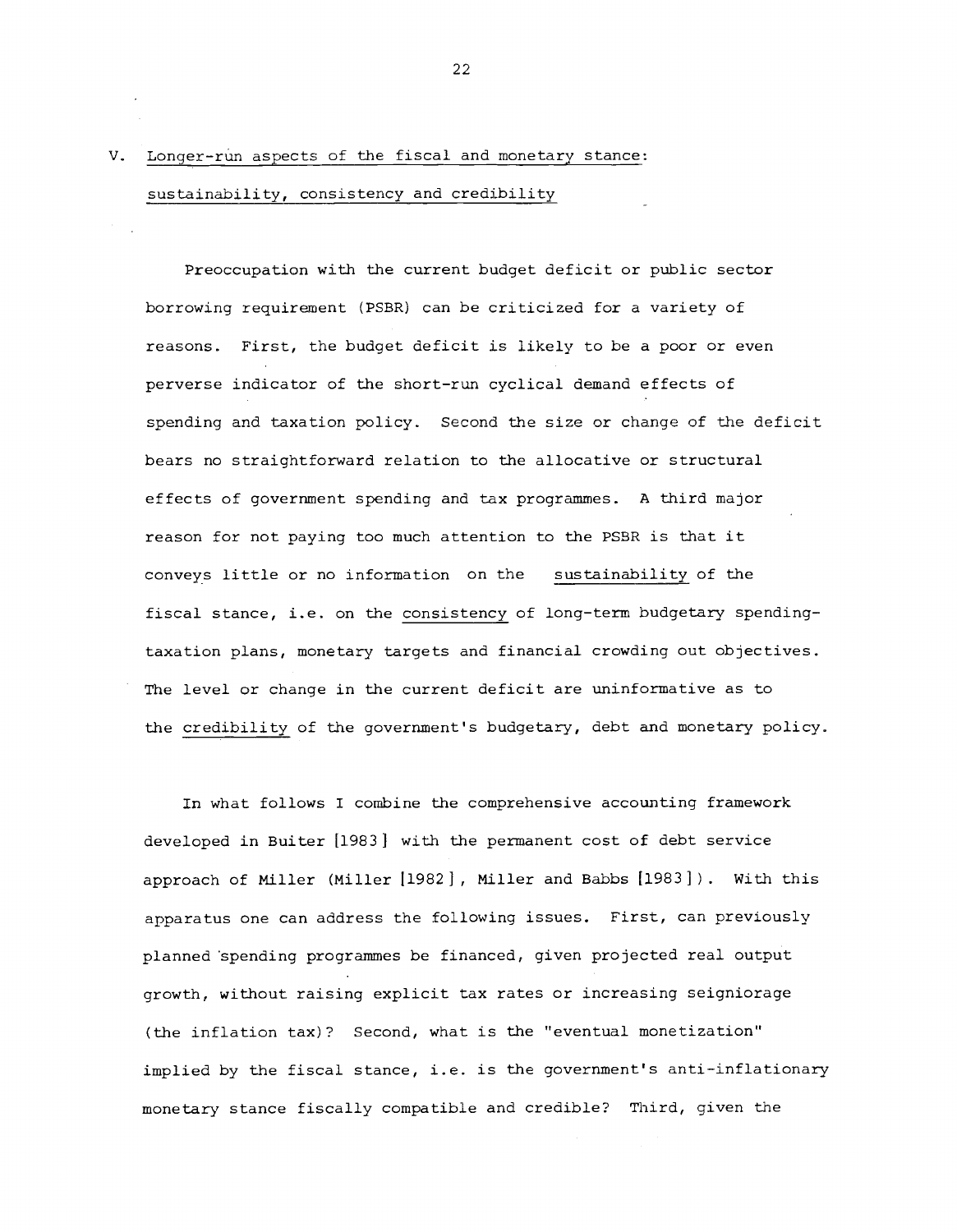## V. Longer-run aspects of the fiscal and monetary stance: sustainability, consistency and credibility

Preoccupation with the current budget deficit or public sector borrowing requirement (PSBR) can be criticized for a variety of reasons. First, the budget deficit is likely to be a poor or even perverse indicator of the short-run cyclical demand effects of spending and taxation policy. Second the size or change of the deficit bears no straightforward relation to the allocative or structural effects of government spending and tax programmes. A third major reason for not paying too much attention to the PSBR is that it conveys little or no information on the sustainability of the fiscal stance, i.e. on the consistency of long-term budgetary spending-taxation plans, monetary targets and financial crowding out objectives. The level or change in the current deficit are uninformative as to the credibility of the government's budgetary, debt and monetary policy.

In what follows I combine the comprehensive accounting framework developed in Buiter [1983] with the permanent cost of debt service approach of Miller (Miller [1982], Miller and Babbs [1983]). With this apparatus one can address the following issues. First, can previously planned spending programmes be financed, given projected real output growth, without raising explicit tax rates or increasing seigniorage (the inflation tax)? Second, what is the "eventual monetization" implied by the fiscal stance, i.e. is the government's anti-inflationary monetary stance fiscally compatible and credible? Third, given the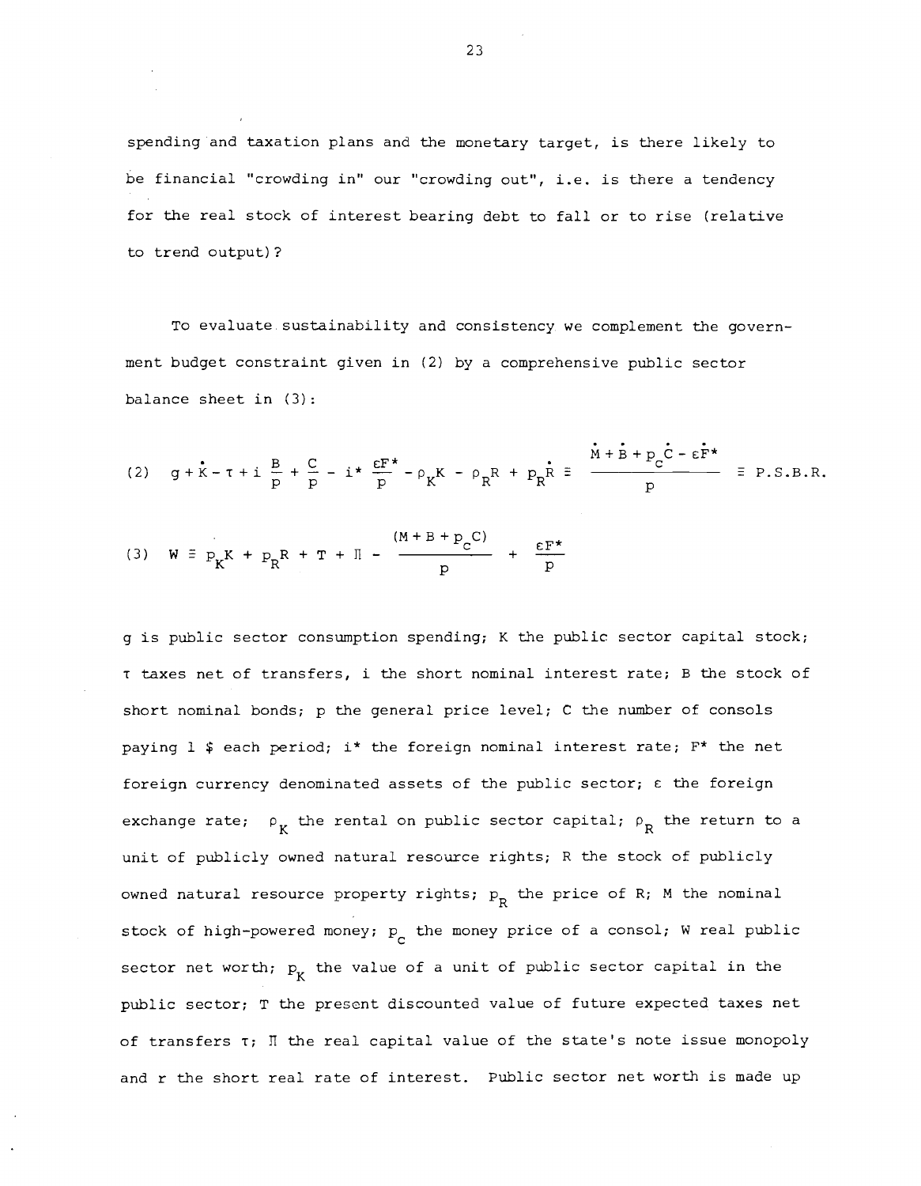spending and taxation plans and the monetary target, is there likely to be financial "crowding in" our "crowding out", i.e. is there a tendency for the real stock of interest bearing debt to fall or to rise (relative to trend output)?

To evaluate sustainability and consistency we complement the government budget constraint given in (2) by a comprehensive public sector balance sheet in (3):

$$(2) \quad g + \dot{K} - \tau + i\,\frac{B}{p} + \frac{C}{p} - i^*\,\frac{\varepsilon F^*}{p} - \rho_K K - \rho_R R + p_R \dot{R} \equiv \frac{\dot{M} + \dot{B} + p_C \dot{C} - \varepsilon \dot{F}^*}{p} \equiv \text{P.S.B.R.}$$

$$(3) \quad W \equiv p_K K + p_R R + T + \Pi - \frac{(M + B + p_C C)}{p} + \frac{\varepsilon F^*}{p}$$

$g$ is public sector consumption spending; $K$ the public sector capital stock; $\tau$ taxes net of transfers, $i$ the short nominal interest rate; $B$ the stock of short nominal bonds; $p$ the general price level; $C$ the number of consols paying 1 \$ each period; $i^*$ the foreign nominal interest rate; $F^*$ the net foreign currency denominated assets of the public sector; $\varepsilon$ the foreign exchange rate; $\rho_K$ the rental on public sector capital; $\rho_R$ the return to a unit of publicly owned natural resource rights; $R$ the stock of publicly owned natural resource property rights; $p_R$ the price of $R$; $M$ the nominal stock of high-powered money; $p_C$ the money price of a consol; $W$ real public sector net worth; $p_K$ the value of a unit of public sector capital in the public sector; $T$ the present discounted value of future expected taxes net of transfers $\tau$; $\Pi$ the real capital value of the state's note issue monopoly and $r$ the short real rate of interest. Public sector net worth is made up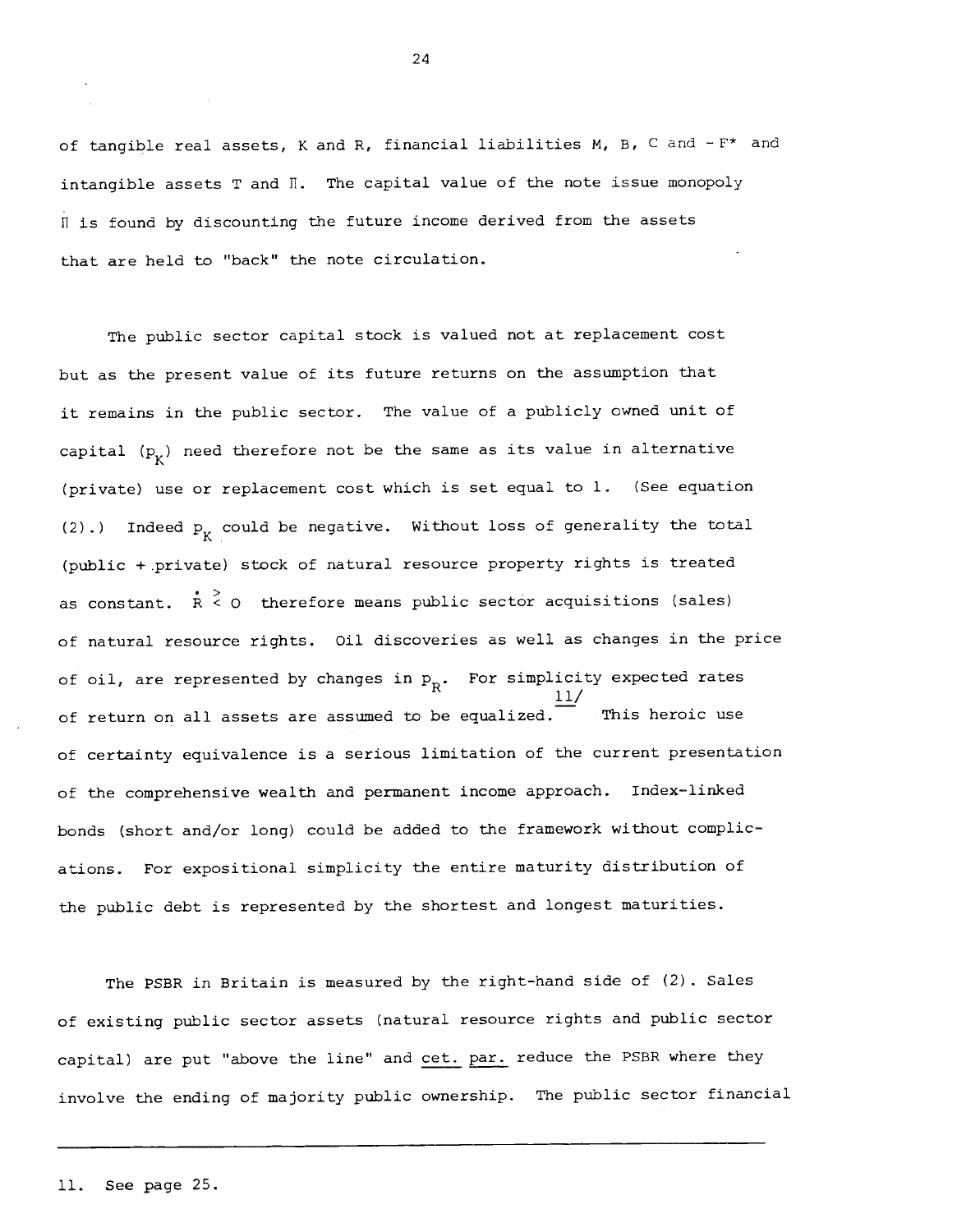of tangible real assets, K and R, financial liabilities M, B, C and $-F^*$ and intangible assets T and $\Pi$. The capital value of the note issue monopoly $\Pi$ is found by discounting the future income derived from the assets that are held to "back" the note circulation.

The public sector capital stock is valued not at replacement cost but as the present value of its future returns on the assumption that it remains in the public sector. The value of a publicly owned unit of capital ($p_K$) need therefore not be the same as its value in alternative (private) use or replacement cost which is set equal to 1. (See equation (2).) Indeed $p_K$ could be negative. Without loss of generality the total (public + private) stock of natural resource property rights is treated as constant. $\dot{R} \gtrless 0$ therefore means public sector acquisitions (sales) of natural resource rights. Oil discoveries as well as changes in the price of oil, are represented by changes in $p_R$. For simplicity expected rates of return on all assets are assumed to be equalized.[11] This heroic use of certainty equivalence is a serious limitation of the current presentation of the comprehensive wealth and permanent income approach. Index-linked bonds (short and/or long) could be added to the framework without complications. For expositional simplicity the entire maturity distribution of the public debt is represented by the shortest and longest maturities.

The PSBR in Britain is measured by the right-hand side of (2). Sales of existing public sector assets (natural resource rights and public sector capital) are put "above the line" and cet. par. reduce the PSBR where they involve the ending of majority public ownership. The public sector financial

11. See page 25.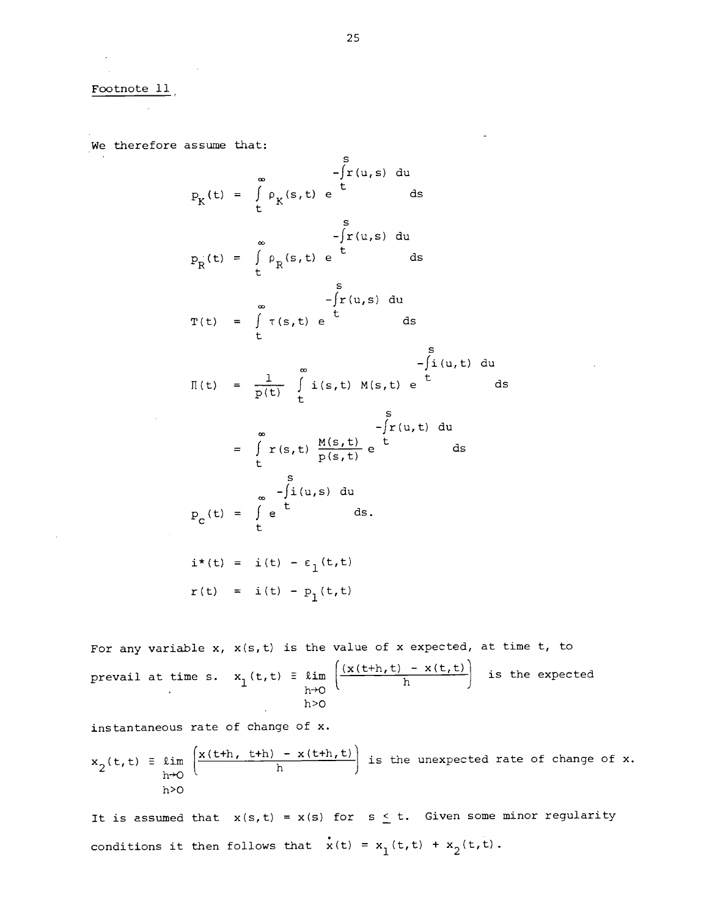Footnote 11

We therefore assume that:

$$p_K(t) = \int_t^\infty \rho_K(s,t)\, e^{-\int_t^s r(u,s)\,du}\, ds$$

$$p_R(t) = \int_t^\infty \rho_R(s,t)\, e^{-\int_t^s r(u,s)\,du}\, ds$$

$$T(t) = \int_t^\infty \tau(s,t)\, e^{-\int_t^s r(u,s)\,du}\, ds$$

$$\Pi(t) = \frac{1}{p(t)} \int_t^\infty i(s,t)\, M(s,t)\, e^{-\int_t^s i(u,t)\,du}\, ds$$

$$= \int_t^\infty r(s,t)\, \frac{M(s,t)}{p(s,t)}\, e^{-\int_t^s r(u,t)\,du}\, ds$$

$$p_c(t) = \int_t^\infty e^{-\int_t^s i(u,s)\,du}\, ds.$$

$$i^*(t) = i(t) - \varepsilon_1(t,t)$$

$$r(t) = i(t) - p_1(t,t)$$

For any variable $x$, $x(s,t)$ is the value of $x$ expected, at time $t$, to prevail at time $s$. $x_1(t,t) \equiv \lim\limits_{\substack{h \to 0 \\ h>0}} \left( \frac{x(t+h,t) - x(t,t)}{h} \right)$ is the expected instantaneous rate of change of $x$.

$x_2(t,t) \equiv \lim\limits_{\substack{h \to 0 \\ h>0}} \left( \frac{x(t+h,\, t+h) - x(t+h,t)}{h} \right)$ is the unexpected rate of change of $x$.

It is assumed that $x(s,t) = x(s)$ for $s \leq t$. Given some minor regularity conditions it then follows that $\dot{x}(t) = x_1(t,t) + x_2(t,t)$.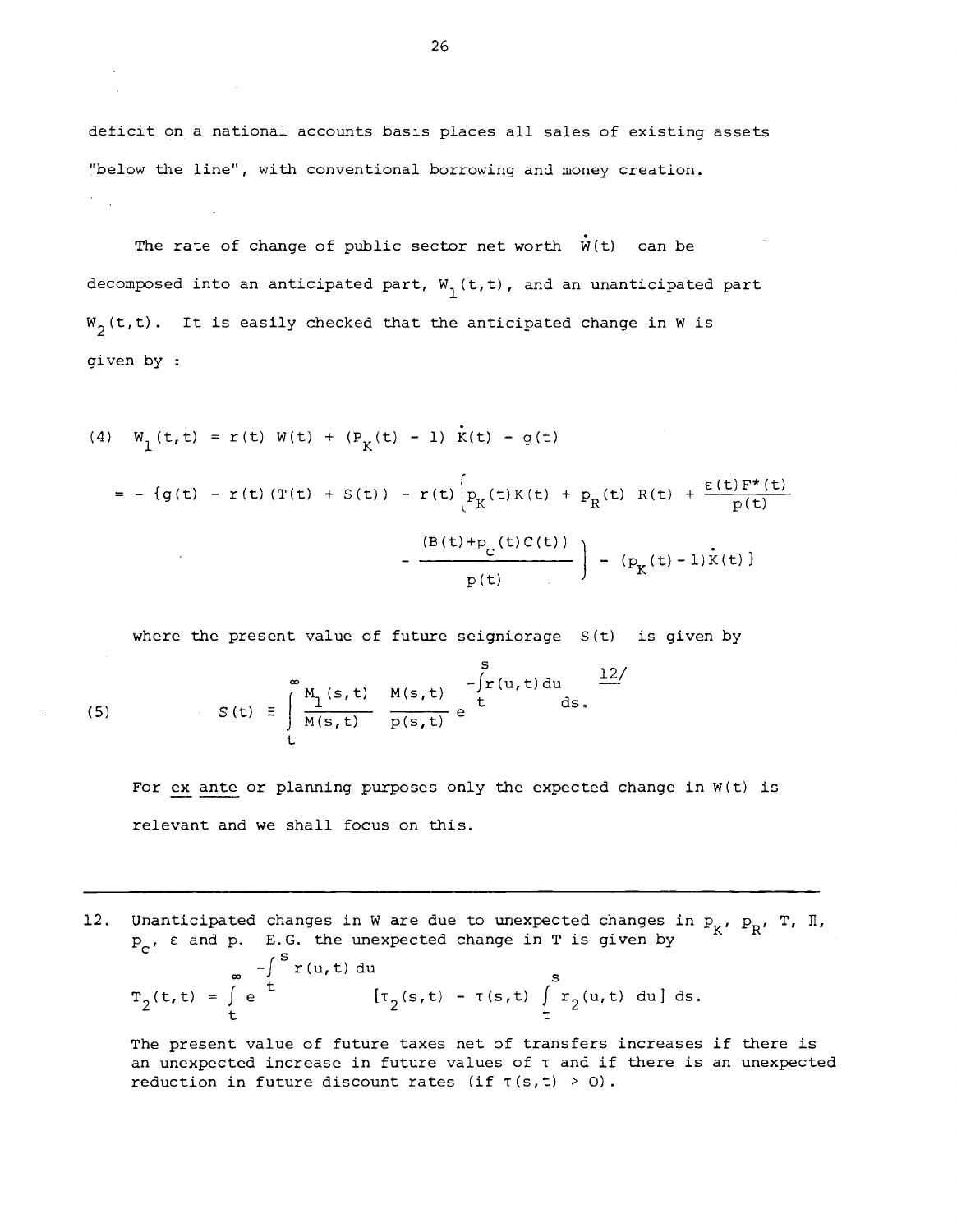deficit on a national accounts basis places all sales of existing assets "below the line", with conventional borrowing and money creation.

The rate of change of public sector net worth $\dot{W}(t)$ can be decomposed into an anticipated part, $W_1(t,t)$, and an unanticipated part $W_2(t,t)$. It is easily checked that the anticipated change in W is given by :

$$
\begin{aligned}
(4)\quad W_1(t,t) &= r(t)\, W(t) + (P_K(t) - 1)\, \dot{K}(t) - g(t) \\
&= -\Big\{g(t) - r(t)\,(T(t) + S(t)) - r(t)\Big[p_K(t)K(t) + p_R(t)\, R(t) + \frac{\varepsilon(t)F^*(t)}{p(t)} \\
&\qquad - \frac{(B(t)+p_C(t)C(t))}{p(t)}\Big] - (p_K(t)-1)\dot{K}(t)\Big\}
\end{aligned}
$$

where the present value of future seigniorage $S(t)$ is given by [12]

$$
(5)\qquad S(t) \equiv \int_t^{\infty} \frac{M_1(s,t)}{M(s,t)} \; \frac{M(s,t)}{p(s,t)} \; e^{-\int_t^s r(u,t)\,du} \, ds.
$$

For *ex ante* or planning purposes only the expected change in $W(t)$ is relevant and we shall focus on this.

---

12. Unanticipated changes in W are due to unexpected changes in $p_K$, $p_R$, T, $\Pi$, $p_C$, $\varepsilon$ and p. E.G. the unexpected change in T is given by

$$
T_2(t,t) = \int_t^{\infty} e^{-\int_t^s r(u,t)\,du} \left[\tau_2(s,t) - \tau(s,t) \int_t^s r_2(u,t)\, du\right] ds.
$$

The present value of future taxes net of transfers increases if there is an unexpected increase in future values of $\tau$ and if there is an unexpected reduction in future discount rates (if $\tau(s,t) > 0$).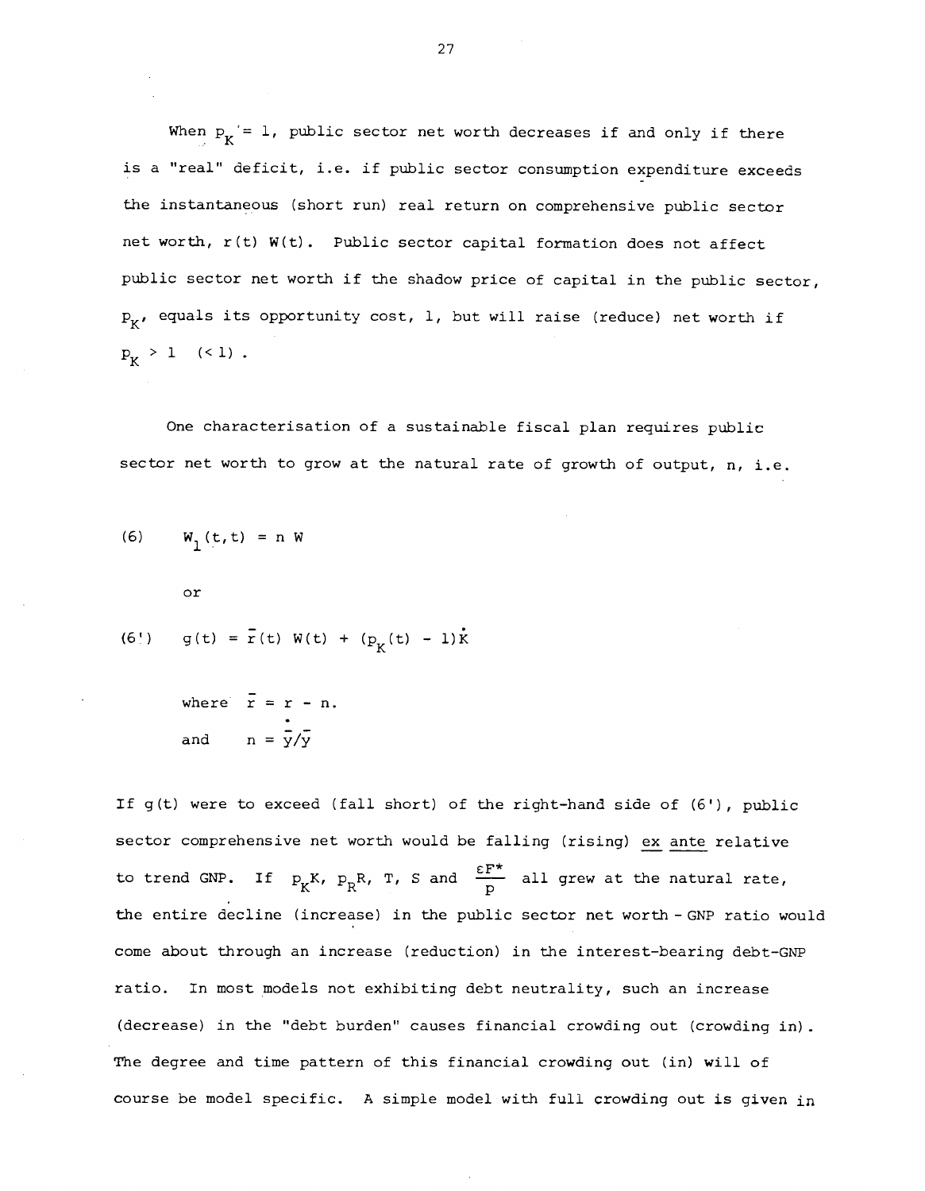When $p_K' = 1$, public sector net worth decreases if and only if there is a "real" deficit, i.e. if public sector consumption expenditure exceeds the instantaneous (short run) real return on comprehensive public sector net worth, $r(t)\ W(t)$. Public sector capital formation does not affect public sector net worth if the shadow price of capital in the public sector, $p_K$, equals its opportunity cost, 1, but will raise (reduce) net worth if $p_K > 1$ $(< 1)$.

One characterisation of a sustainable fiscal plan requires public sector net worth to grow at the natural rate of growth of output, n, i.e.

$$(6) \qquad W_1(t,t) = n\ W$$

or

$$(6') \qquad g(t) = \bar{r}(t)\ W(t) + (p_K(t) - 1)\dot{K}$$

where $\bar{r} = r - n$.

and $n = \dot{\bar{y}}/\bar{y}$

If $g(t)$ were to exceed (fall short) of the right-hand side of (6'), public sector comprehensive net worth would be falling (rising) ex ante relative to trend GNP. If $p_K K$, $p_R R$, $T$, $S$ and $\frac{\varepsilon F^*}{P}$ all grew at the natural rate, the entire decline (increase) in the public sector net worth - GNP ratio would come about through an increase (reduction) in the interest-bearing debt-GNP ratio. In most models not exhibiting debt neutrality, such an increase (decrease) in the "debt burden" causes financial crowding out (crowding in). The degree and time pattern of this financial crowding out (in) will of course be model specific. A simple model with full crowding out is given in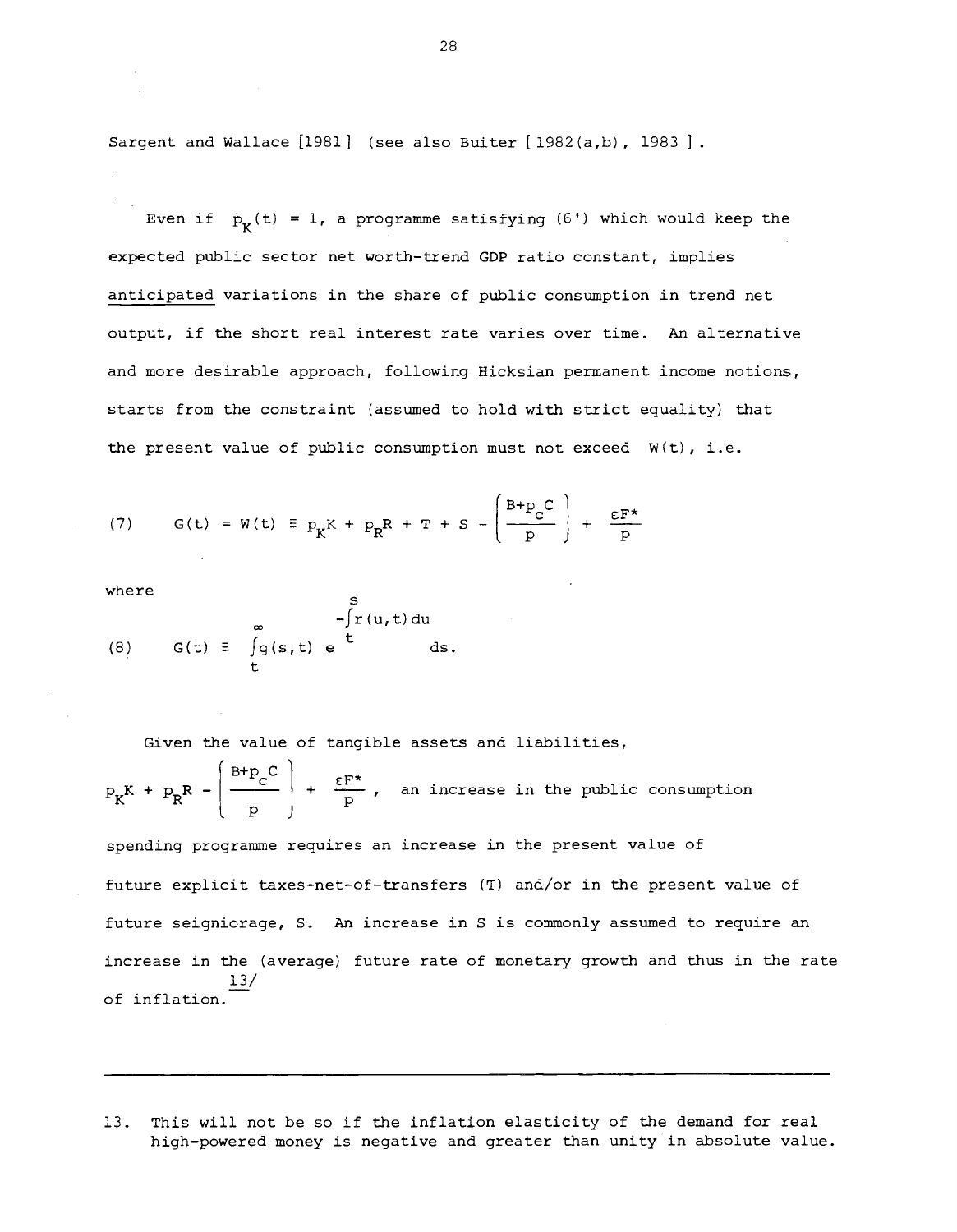Sargent and Wallace [1981] (see also Buiter [1982(a,b), 1983].

Even if $p_K(t) = 1$, a programme satisfying (6') which would keep the expected public sector net worth-trend GDP ratio constant, implies <u>anticipated</u> variations in the share of public consumption in trend net output, if the short real interest rate varies over time. An alternative and more desirable approach, following Hicksian permanent income notions, starts from the constraint (assumed to hold with strict equality) that the present value of public consumption must not exceed $W(t)$, i.e.

$$(7) \qquad G(t) = W(t) \equiv p_K K + p_R R + T + S - \left(\frac{B+p_C C}{p}\right) + \frac{\varepsilon F^*}{p}$$

where

$$(8) \qquad G(t) \equiv \int_t^\infty g(s,t)\, e^{-\int_t^s r(u,t)\,du}\, ds.$$

Given the value of tangible assets and liabilities, $p_K K + p_R R - \left(\frac{B+p_C C}{p}\right) + \frac{\varepsilon F^*}{p}$, an increase in the public consumption spending programme requires an increase in the present value of future explicit taxes-net-of-transfers (T) and/or in the present value of future seigniorage, S. An increase in S is commonly assumed to require an increase in the (average) future rate of monetary growth and thus in the rate of inflation.[13/]

---

13. This will not be so if the inflation elasticity of the demand for real high-powered money is negative and greater than unity in absolute value.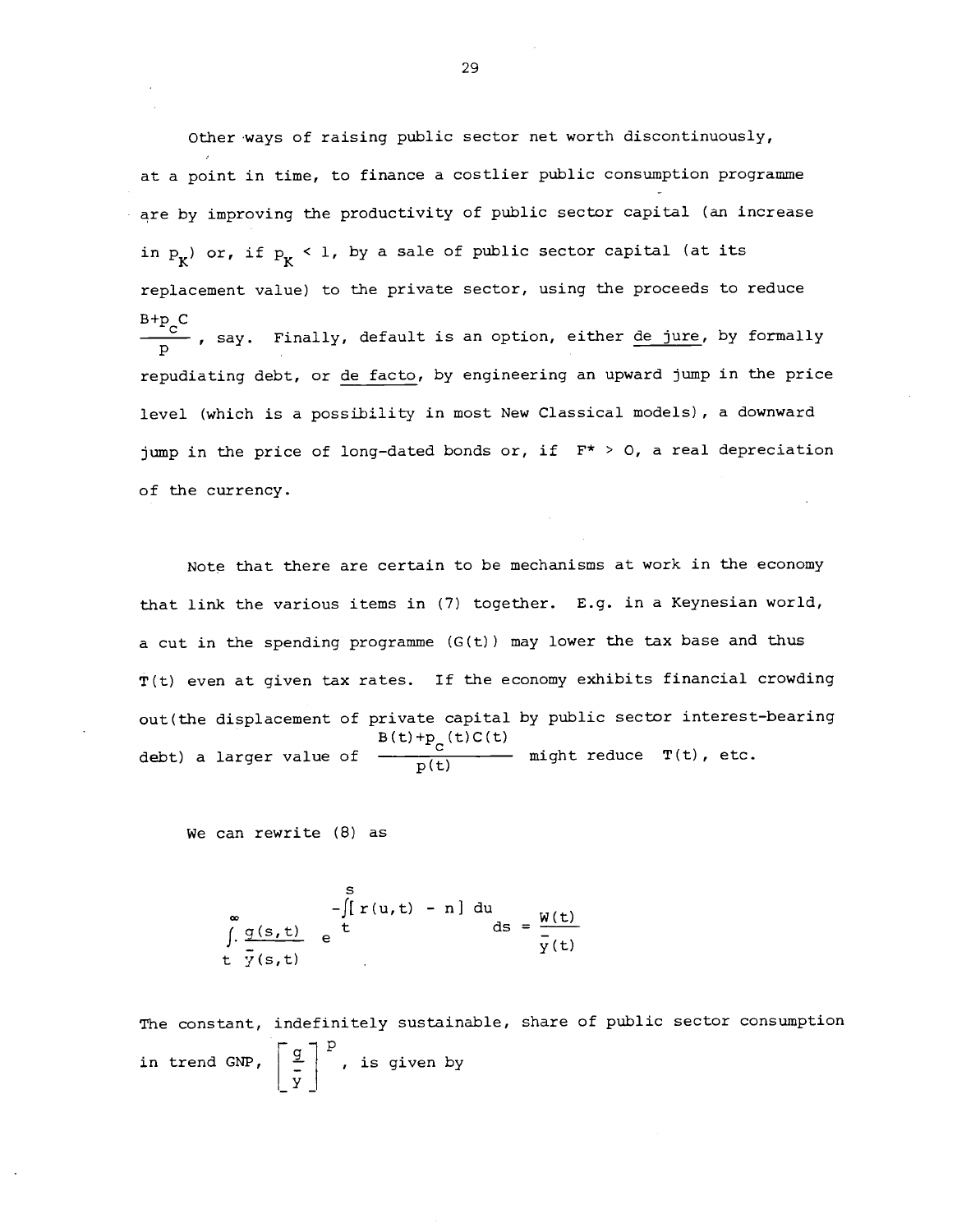Other ways of raising public sector net worth discontinuously, at a point in time, to finance a costlier public consumption programme are by improving the productivity of public sector capital (an increase in $p_K$) or, if $p_K < 1$, by a sale of public sector capital (at its replacement value) to the private sector, using the proceeds to reduce $\frac{B+p_C C}{p}$, say. Finally, default is an option, either <u>de jure</u>, by formally repudiating debt, or <u>de facto</u>, by engineering an upward jump in the price level (which is a possibility in most New Classical models), a downward jump in the price of long-dated bonds or, if $F^* > 0$, a real depreciation of the currency.

Note that there are certain to be mechanisms at work in the economy that link the various items in (7) together. E.g. in a Keynesian world, a cut in the spending programme ($G(t)$) may lower the tax base and thus $T(t)$ even at given tax rates. If the economy exhibits financial crowding out (the displacement of private capital by public sector interest-bearing debt) a larger value of $\frac{B(t)+p_C(t)C(t)}{p(t)}$ might reduce $T(t)$, etc.

We can rewrite (8) as

$$\int_t^{\infty} \frac{g(s,t)}{\bar{y}(s,t)} e^{-\int_t^s [r(u,t) - n]\,du} ds = \frac{W(t)}{\bar{y}(t)}$$

The constant, indefinitely sustainable, share of public sector consumption in trend GNP, $\left[\frac{g}{\bar{y}}\right]^p$, is given by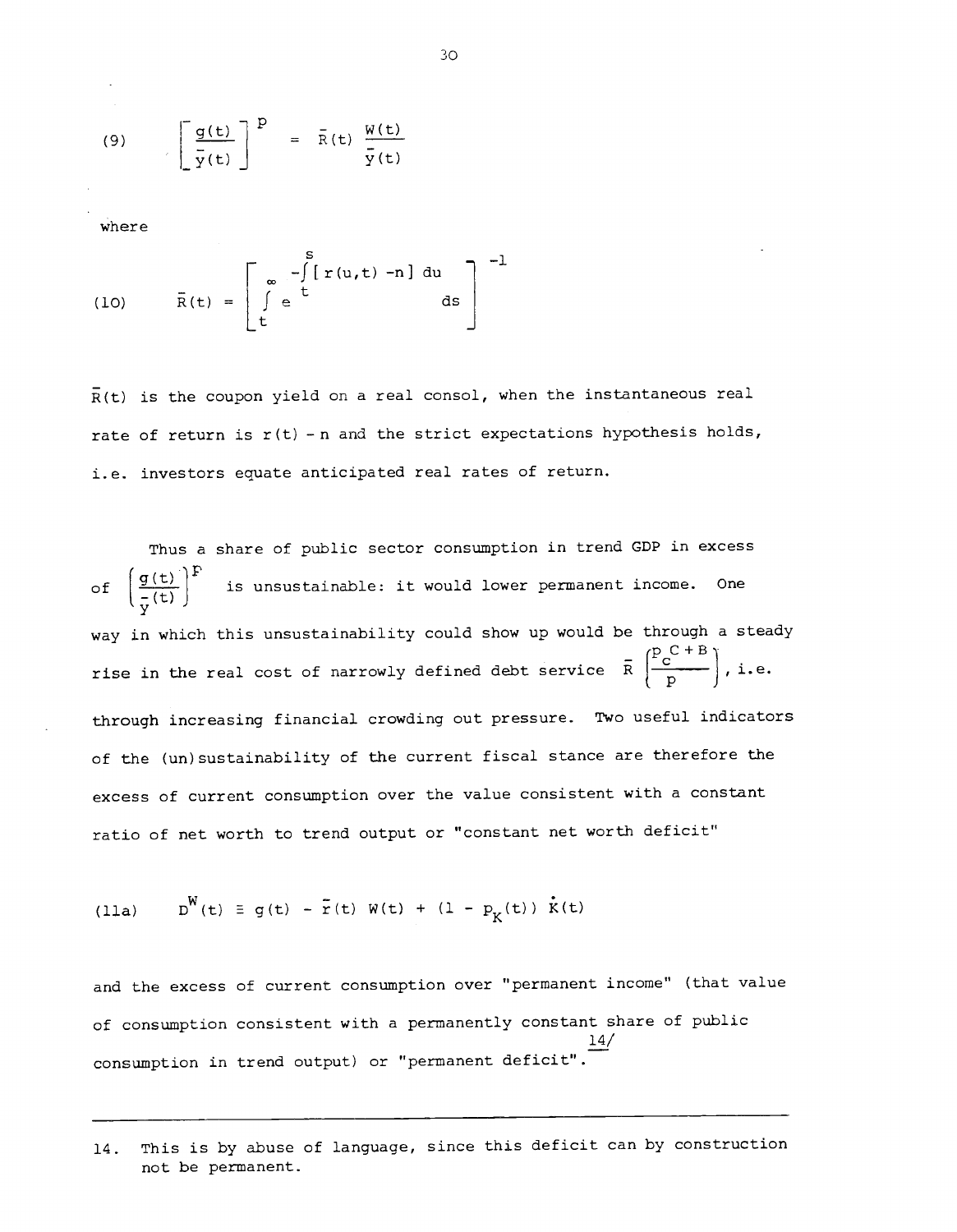(9) $$\left[\frac{g(t)}{\bar{y}(t)}\right]^{P} = \bar{R}(t)\,\frac{W(t)}{\bar{y}(t)}$$

where

(10) $$\bar{R}(t) = \left[\int_{t}^{\infty} e^{-\int_{t}^{s}[r(u,t)-n]\,du}\, ds\right]^{-1}$$

$\bar{R}(t)$ is the coupon yield on a real consol, when the instantaneous real rate of return is $r(t) - n$ and the strict expectations hypothesis holds, i.e. investors equate anticipated real rates of return.

Thus a share of public sector consumption in trend GDP in excess of $\left(\frac{g(t)}{\bar{y}(t)}\right)^{P}$ is unsustainable: it would lower permanent income. One way in which this unsustainability could show up would be through a steady rise in the real cost of narrowly defined debt service $\bar{R}\left(\frac{p_C C + B}{p}\right)$, i.e. through increasing financial crowding out pressure. Two useful indicators of the (un)sustainability of the current fiscal stance are therefore the excess of current consumption over the value consistent with a constant ratio of net worth to trend output or "constant net worth deficit"

(11a) $$D^{W}(t) \equiv g(t) - \bar{r}(t)\,W(t) + (1 - p_K(t))\,\dot{K}(t)$$

and the excess of current consumption over "permanent income" (that value of consumption consistent with a permanently constant share of public consumption in trend output) or "permanent deficit".[14]

---

14. This is by abuse of language, since this deficit can by construction not be permanent.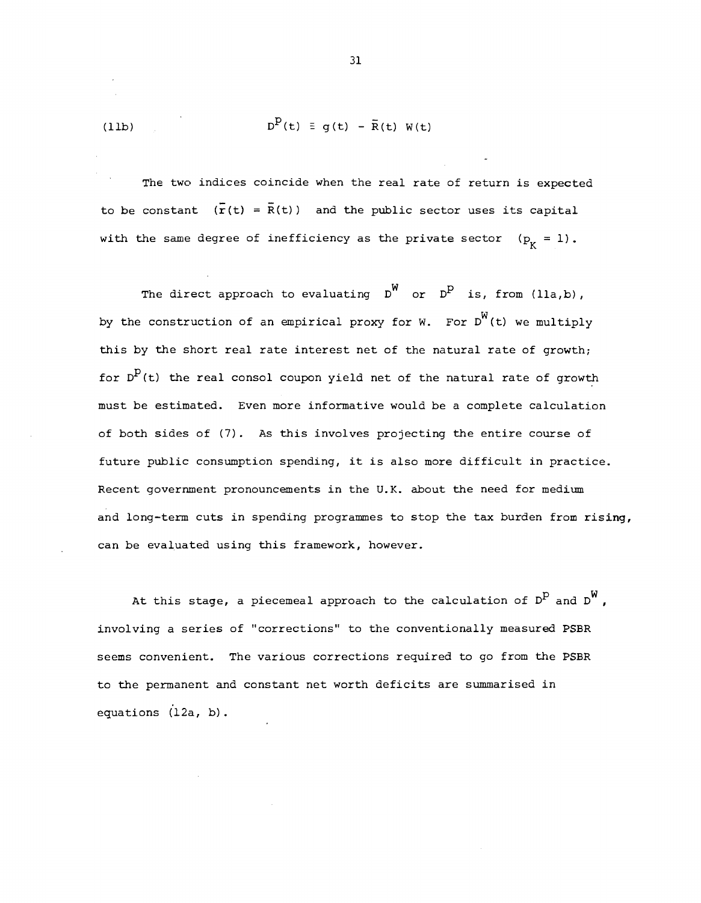$$(11b) \qquad D^P(t) \equiv g(t) - \bar{R}(t)\, W(t)$$

The two indices coincide when the real rate of return is expected to be constant $(\bar{r}(t) = \bar{R}(t))$ and the public sector uses its capital with the same degree of inefficiency as the private sector $(p_K = 1)$.

The direct approach to evaluating $D^W$ or $D^P$ is, from (11a,b), by the construction of an empirical proxy for W. For $D^W(t)$ we multiply this by the short real rate interest net of the natural rate of growth; for $D^P(t)$ the real consol coupon yield net of the natural rate of growth must be estimated. Even more informative would be a complete calculation of both sides of (7). As this involves projecting the entire course of future public consumption spending, it is also more difficult in practice. Recent government pronouncements in the U.K. about the need for medium and long-term cuts in spending programmes to stop the tax burden from rising, can be evaluated using this framework, however.

At this stage, a piecemeal approach to the calculation of $D^P$ and $D^W$, involving a series of "corrections" to the conventionally measured PSBR seems convenient. The various corrections required to go from the PSBR to the permanent and constant net worth deficits are summarised in equations (12a, b).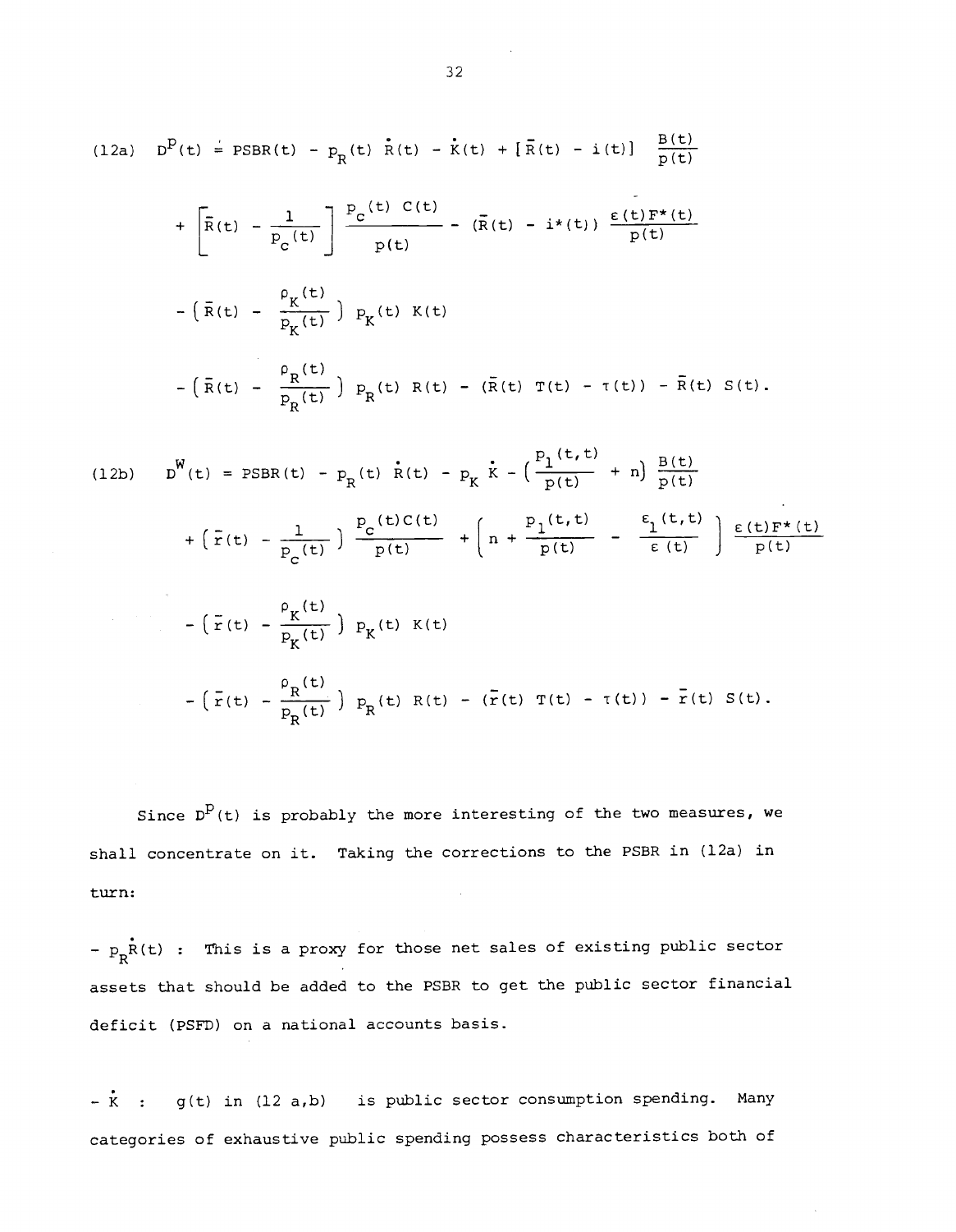$$\text{(12a)} \quad D^P(t) \doteq PSBR(t) - p_R(t)\,\dot{R}(t) - \dot{K}(t) + [\bar{R}(t) - i(t)]\,\frac{B(t)}{p(t)}$$

$$+ \left[\bar{R}(t) - \frac{1}{P_c(t)}\right] \frac{P_c(t)\,C(t)}{p(t)} - (\bar{R}(t) - i^*(t))\,\frac{\varepsilon(t)F^*(t)}{p(t)}$$

$$- \left(\bar{R}(t) - \frac{\rho_K(t)}{p_K(t)}\right) p_K(t)\,K(t)$$

$$- \left(\bar{R}(t) - \frac{\rho_R(t)}{p_R(t)}\right) p_R(t)\,R(t) - (\bar{R}(t)\,T(t) - \tau(t)) - \bar{R}(t)\,S(t).$$

$$\text{(12b)} \quad D^W(t) = PSBR(t) - p_R(t)\,\dot{R}(t) - p_K\,\dot{K} - \left(\frac{p_1(t,t)}{p(t)} + n\right) \frac{B(t)}{p(t)}$$

$$+ \left(\bar{r}(t) - \frac{1}{P_c(t)}\right) \frac{P_c(t)C(t)}{p(t)} + \left[n + \frac{p_1(t,t)}{p(t)} - \frac{\varepsilon_1(t,t)}{\varepsilon(t)}\right] \frac{\varepsilon(t)F^*(t)}{p(t)}$$

$$- \left(\bar{r}(t) - \frac{\rho_K(t)}{p_K(t)}\right) p_K(t)\,K(t)$$

$$- \left(\bar{r}(t) - \frac{\rho_R(t)}{p_R(t)}\right) p_R(t)\,R(t) - (\bar{r}(t)\,T(t) - \tau(t)) - \bar{r}(t)\,S(t).$$

Since $D^P(t)$ is probably the more interesting of the two measures, we shall concentrate on it. Taking the corrections to the PSBR in (12a) in turn:

$- p_R\dot{R}(t)$ : This is a proxy for those net sales of existing public sector assets that should be added to the PSBR to get the public sector financial deficit (PSFD) on a national accounts basis.

$- \dot{K}$ : $g(t)$ in (12 a,b) is public sector consumption spending. Many categories of exhaustive public spending possess characteristics both of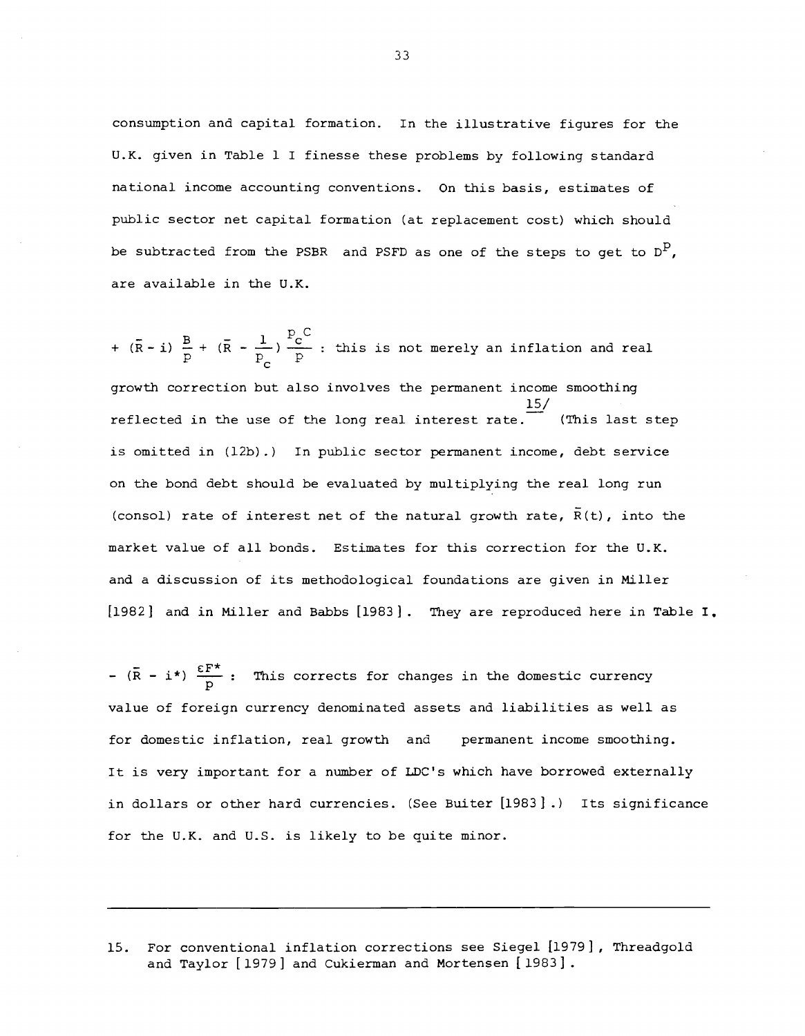consumption and capital formation. In the illustrative figures for the U.K. given in Table 1 I finesse these problems by following standard national income accounting conventions. On this basis, estimates of public sector net capital formation (at replacement cost) which should be subtracted from the PSBR and PSFD as one of the steps to get to $D^P$, are available in the U.K.

$+ (\bar{R} - i) \frac{B}{p} + (\bar{R} - \frac{1}{p_c}) \frac{p_c C}{p}$ : this is not merely an inflation and real growth correction but also involves the permanent income smoothing reflected in the use of the long real interest rate.[15/] (This last step is omitted in (12b).) In public sector permanent income, debt service on the bond debt should be evaluated by multiplying the real long run (consol) rate of interest net of the natural growth rate, $\bar{R}(t)$, into the market value of all bonds. Estimates for this correction for the U.K. and a discussion of its methodological foundations are given in Miller [1982] and in Miller and Babbs [1983]. They are reproduced here in Table I.

$- (\bar{R} - i^*) \frac{\varepsilon F^*}{p}$ : This corrects for changes in the domestic currency value of foreign currency denominated assets and liabilities as well as for domestic inflation, real growth and permanent income smoothing. It is very important for a number of LDC's which have borrowed externally in dollars or other hard currencies. (See Buiter [1983].) Its significance for the U.K. and U.S. is likely to be quite minor.

---

15. For conventional inflation corrections see Siegel [1979], Threadgold and Taylor [1979] and Cukierman and Mortensen [1983].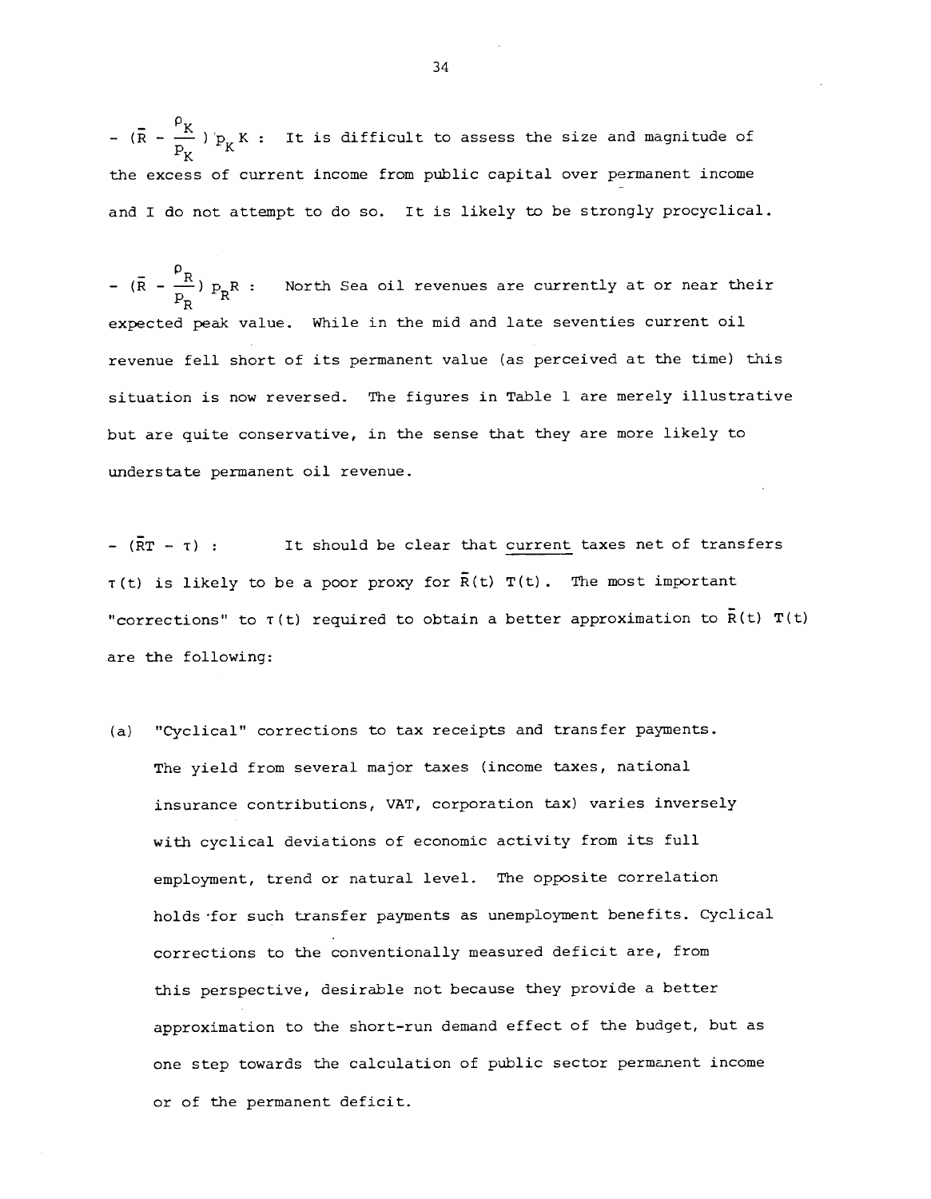$- (\bar{R} - \frac{\rho_K}{p_K}) p_K K$ : It is difficult to assess the size and magnitude of the excess of current income from public capital over permanent income and I do not attempt to do so. It is likely to be strongly procyclical.

$- (\bar{R} - \frac{\rho_R}{p_R}) p_R R$ : North Sea oil revenues are currently at or near their expected peak value. While in the mid and late seventies current oil revenue fell short of its permanent value (as perceived at the time) this situation is now reversed. The figures in Table 1 are merely illustrative but are quite conservative, in the sense that they are more likely to understate permanent oil revenue.

$- (\bar{R}T - \tau)$ : It should be clear that <u>current</u> taxes net of transfers $\tau(t)$ is likely to be a poor proxy for $\bar{R}(t)\ T(t)$. The most important "corrections" to $\tau(t)$ required to obtain a better approximation to $\bar{R}(t)\ T(t)$ are the following:

(a) "Cyclical" corrections to tax receipts and transfer payments. The yield from several major taxes (income taxes, national insurance contributions, VAT, corporation tax) varies inversely with cyclical deviations of economic activity from its full employment, trend or natural level. The opposite correlation holds for such transfer payments as unemployment benefits. Cyclical corrections to the conventionally measured deficit are, from this perspective, desirable not because they provide a better approximation to the short-run demand effect of the budget, but as one step towards the calculation of public sector permanent income or of the permanent deficit.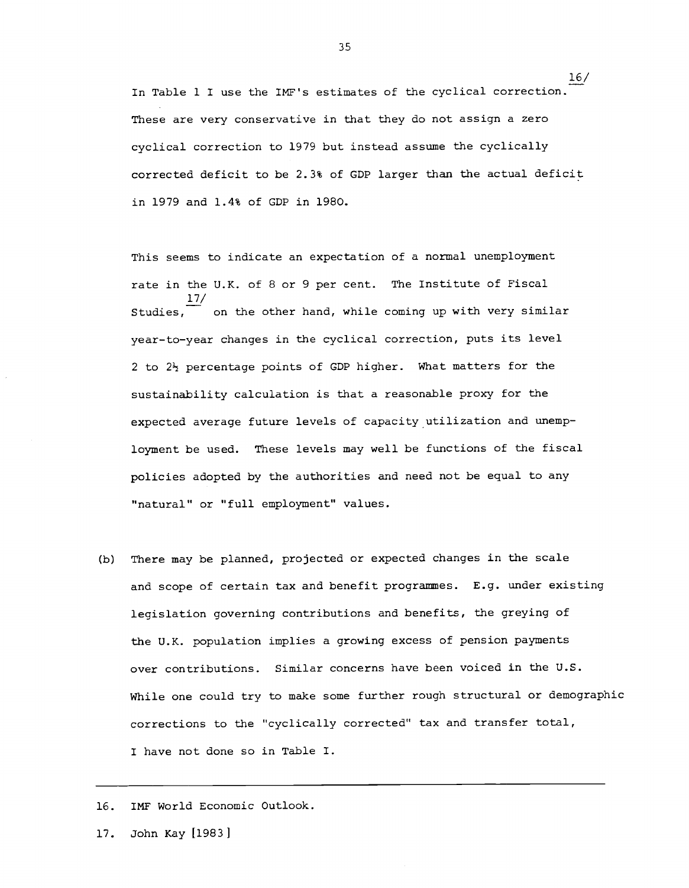In Table 1 I use the IMF's estimates of the cyclical correction.[16] These are very conservative in that they do not assign a zero cyclical correction to 1979 but instead assume the cyclically corrected deficit to be 2.3% of GDP larger than the actual deficit in 1979 and 1.4% of GDP in 1980.

This seems to indicate an expectation of a normal unemployment rate in the U.K. of 8 or 9 per cent. The Institute of Fiscal Studies,[17] on the other hand, while coming up with very similar year-to-year changes in the cyclical correction, puts its level 2 to 2½ percentage points of GDP higher. What matters for the sustainability calculation is that a reasonable proxy for the expected average future levels of capacity utilization and unemployment be used. These levels may well be functions of the fiscal policies adopted by the authorities and need not be equal to any "natural" or "full employment" values.

(b) There may be planned, projected or expected changes in the scale and scope of certain tax and benefit programmes. E.g. under existing legislation governing contributions and benefits, the greying of the U.K. population implies a growing excess of pension payments over contributions. Similar concerns have been voiced in the U.S. While one could try to make some further rough structural or demographic corrections to the "cyclically corrected" tax and transfer total, I have not done so in Table I.

---

16. IMF World Economic Outlook.

17. John Kay [1983]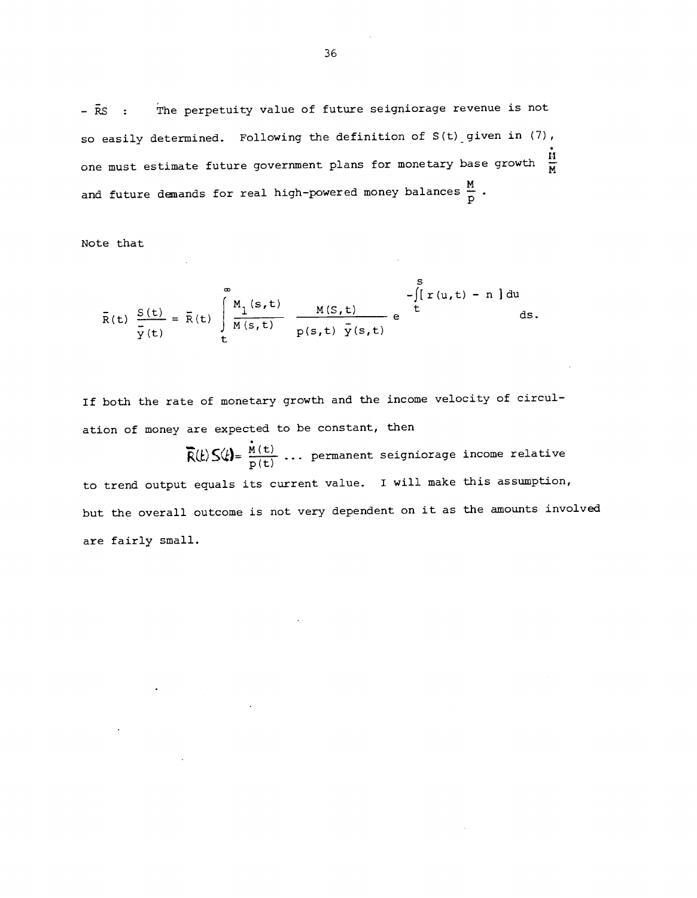- $\bar{R}S$ : The perpetuity value of future seigniorage revenue is not so easily determined. Following the definition of S(t) given in (7), one must estimate future government plans for monetary base growth $\frac{\dot{M}}{M}$ and future demands for real high-powered money balances $\frac{M}{p}$.

Note that

$$\bar{R}(t)\ \frac{S(t)}{\bar{y}(t)} = \bar{R}(t) \int_t^{\infty} \frac{M_1(s,t)}{M(s,t)} \ \frac{M(S,t)}{p(s,t)\ \bar{y}(s,t)} \ e^{-\int_t^s [\, r(u,t) - n \,] du} \ ds.$$

If both the rate of monetary growth and the income velocity of circulation of money are expected to be constant, then

$\bar{R}(t)\, S(t) = \frac{\dot{M}(t)}{p(t)}$ ... permanent seigniorage income relative to trend output equals its current value. I will make this assumption, but the overall outcome is not very dependent on it as the amounts involved are fairly small.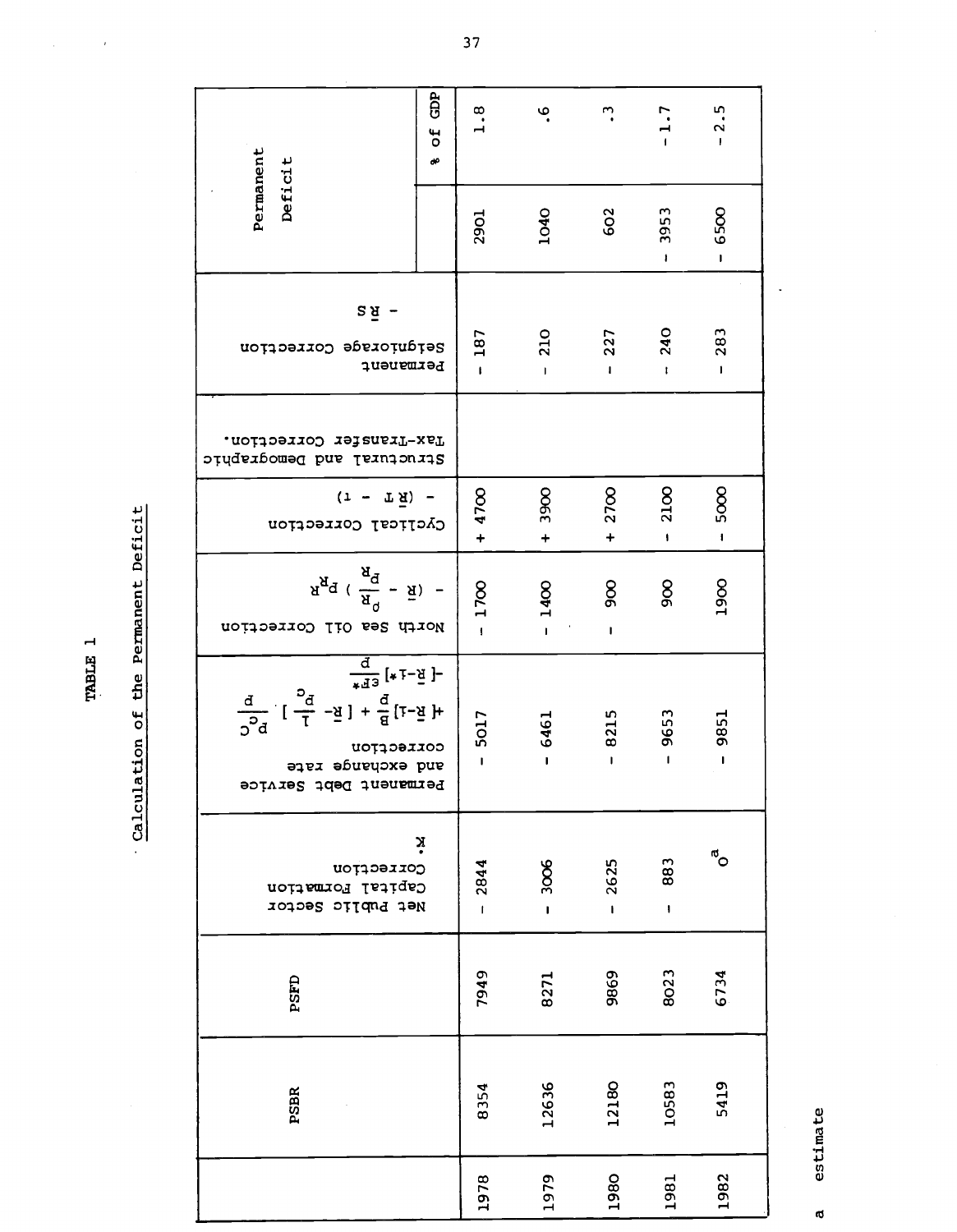**TABLE 1**

**Calculation of the Permanent Deficit**

| | PSBR | PSFD | Net Public Sector Capital Formation Correction $\dot{K}$ | Permanent Debt Service and exchange rate correction $+[\bar{R}-1]\frac{B}{P} + [\bar{R}-\frac{1}{P_C}]\frac{P_C C}{P}$ $-[\bar{R}-1*]\frac{eF*}{P}$ | North Sea Oil Correction $-(\bar{R}-\frac{\rho_R}{P_R})P_R R$ | Cyclical Correction $-(\bar{R}T-t)$ | Structural and Demographic Tax-Transfer Correction. | Permanent Seigniorage Correction $-\bar{R}S$ | Permanent Deficit | |
|---|---|---|---|---|---|---|---|---|---|---|
| | | | | | | | | | | % of GDP |
| 1978 | 8354 | 7949 | - 2844 | - 5017 | - 1700 | + 4700 | | - 187 | 2901 | 1.8 |
| 1979 | 12636 | 8271 | - 3006 | - 6461 | - 1400 | + 3900 | | - 210 | 1040 | .6 |
| 1980 | 12180 | 9869 | - 2625 | - 8215 | - 900 | + 2700 | | - 227 | 602 | .3 |
| 1981 | 10583 | 8023 | - 883 | - 9653 | 900 | - 2100 | | - 240 | - 3953 | - 1.7 |
| 1982 | 5419 | 6734 | 0[a] | - 9851 | 1900 | - 5000 | | - 283 | - 6500 | - 2.5 |

a estimate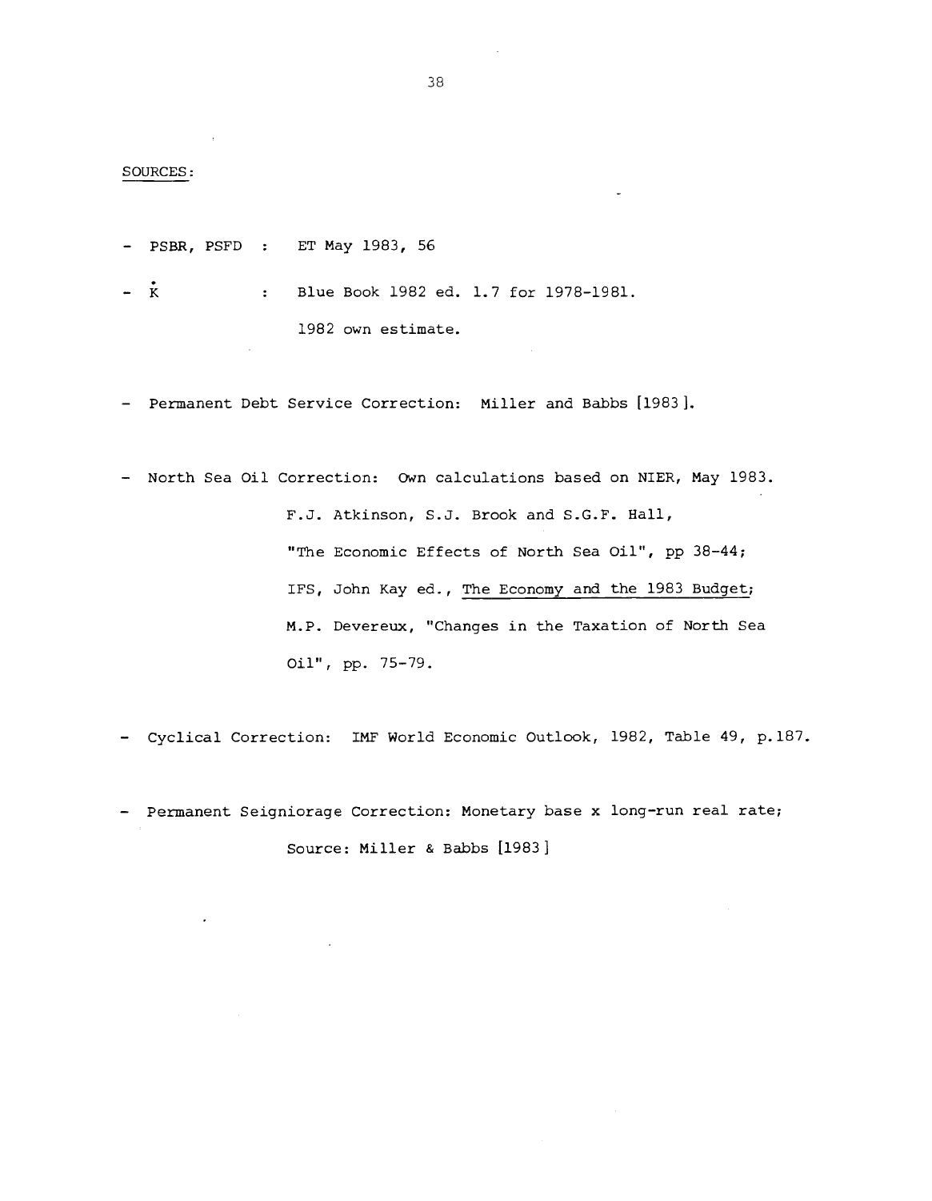SOURCES:

- PSBR, PSFD : ET May 1983, 56
- $\dot{K}$ : Blue Book 1982 ed. 1.7 for 1978-1981.

  1982 own estimate.

- Permanent Debt Service Correction: Miller and Babbs [1983].
- North Sea Oil Correction: Own calculations based on NIER, May 1983.

  F.J. Atkinson, S.J. Brook and S.G.F. Hall,

  "The Economic Effects of North Sea Oil", pp 38-44;

  IFS, John Kay ed., The Economy and the 1983 Budget;

  M.P. Devereux, "Changes in the Taxation of North Sea Oil", pp. 75-79.

- Cyclical Correction: IMF World Economic Outlook, 1982, Table 49, p.187.
- Permanent Seigniorage Correction: Monetary base x long-run real rate;

  Source: Miller & Babbs [1983]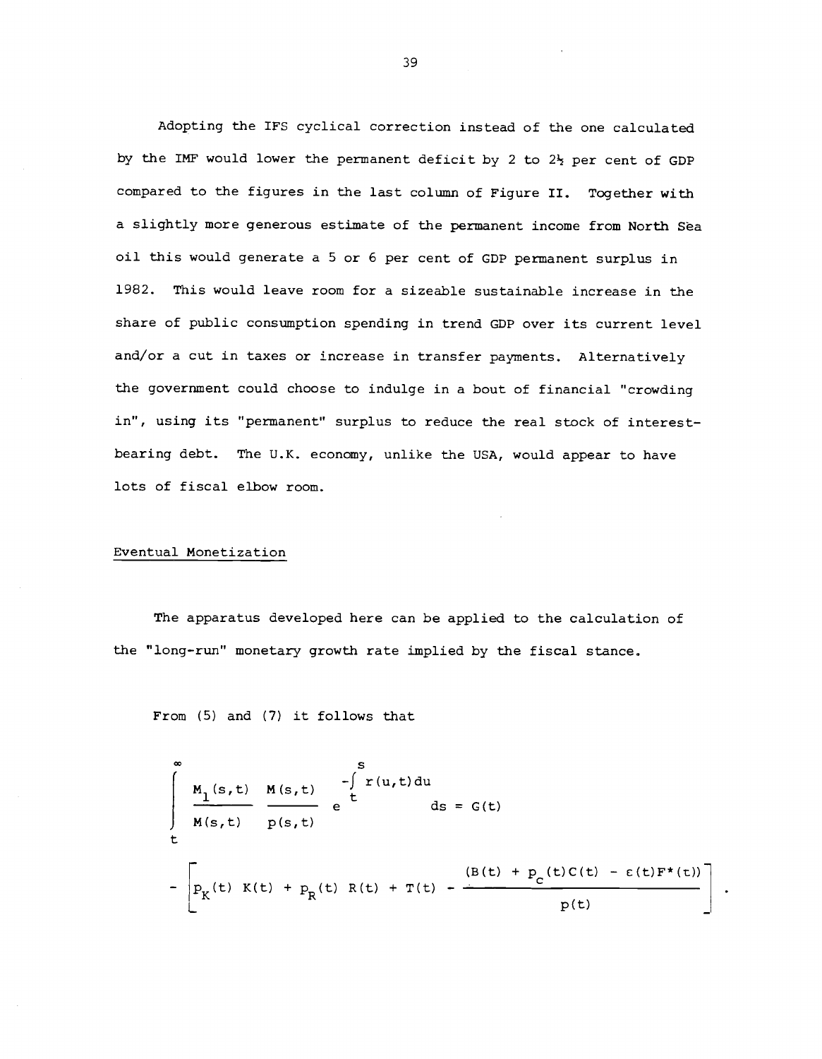Adopting the IFS cyclical correction instead of the one calculated by the IMF would lower the permanent deficit by 2 to 2½ per cent of GDP compared to the figures in the last column of Figure II. Together with a slightly more generous estimate of the permanent income from North Sea oil this would generate a 5 or 6 per cent of GDP permanent surplus in 1982. This would leave room for a sizeable sustainable increase in the share of public consumption spending in trend GDP over its current level and/or a cut in taxes or increase in transfer payments. Alternatively the government could choose to indulge in a bout of financial "crowding in", using its "permanent" surplus to reduce the real stock of interest-bearing debt. The U.K. economy, unlike the USA, would appear to have lots of fiscal elbow room.

Eventual Monetization

The apparatus developed here can be applied to the calculation of the "long-run" monetary growth rate implied by the fiscal stance.

From (5) and (7) it follows that

$$\int_t^{\infty} \frac{M_1(s,t)}{M(s,t)} \frac{M(s,t)}{p(s,t)} e^{-\int_t^s r(u,t)du} ds = G(t)$$

$$- \left[ p_K(t)\; K(t) + p_R(t)\; R(t) + T(t) - \frac{(B(t) + p_c(t)C(t) - \varepsilon(t)F^*(t))}{p(t)} \right] .$$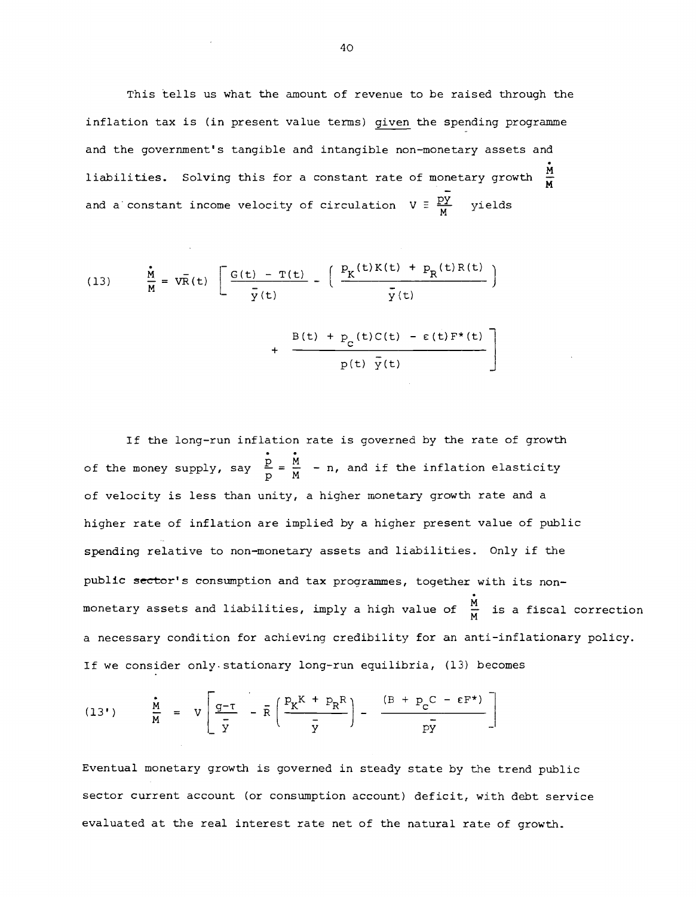This tells us what the amount of revenue to be raised through the inflation tax is (in present value terms) given the spending programme and the government's tangible and intangible non-monetary assets and liabilities. Solving this for a constant rate of monetary growth $\frac{\dot{M}}{M}$ and a constant income velocity of circulation $V \equiv \frac{p\bar{y}}{M}$ yields

$$
(13) \qquad \frac{\dot{M}}{M} = V\bar{R}(t) \left[ \frac{G(t) - T(t)}{\bar{y}(t)} - \left( \frac{p_K(t)K(t) + p_R(t)R(t)}{\bar{y}(t)} \right) + \frac{B(t) + p_C(t)C(t) - \varepsilon(t)F^*(t)}{p(t)\,\bar{y}(t)} \right]
$$

If the long-run inflation rate is governed by the rate of growth of the money supply, say $\frac{\dot{p}}{p} = \frac{\dot{M}}{M} - n$, and if the inflation elasticity of velocity is less than unity, a higher monetary growth rate and a higher rate of inflation are implied by a higher present value of public spending relative to non-monetary assets and liabilities. Only if the public sector's consumption and tax programmes, together with its non-monetary assets and liabilities, imply a high value of $\frac{\dot{M}}{M}$ is a fiscal correction a necessary condition for achieving credibility for an anti-inflationary policy. If we consider only stationary long-run equilibria, (13) becomes

$$
(13') \qquad \frac{\dot{M}}{M} = V \left[ \frac{g - \tau}{\bar{y}} - \bar{R} \left( \frac{p_K K + p_R R}{\bar{y}} \right) - \frac{(B + p_C C - \varepsilon F^*)}{p\bar{y}} \right]
$$

Eventual monetary growth is governed in steady state by the trend public sector current account (or consumption account) deficit, with debt service evaluated at the real interest rate net of the natural rate of growth.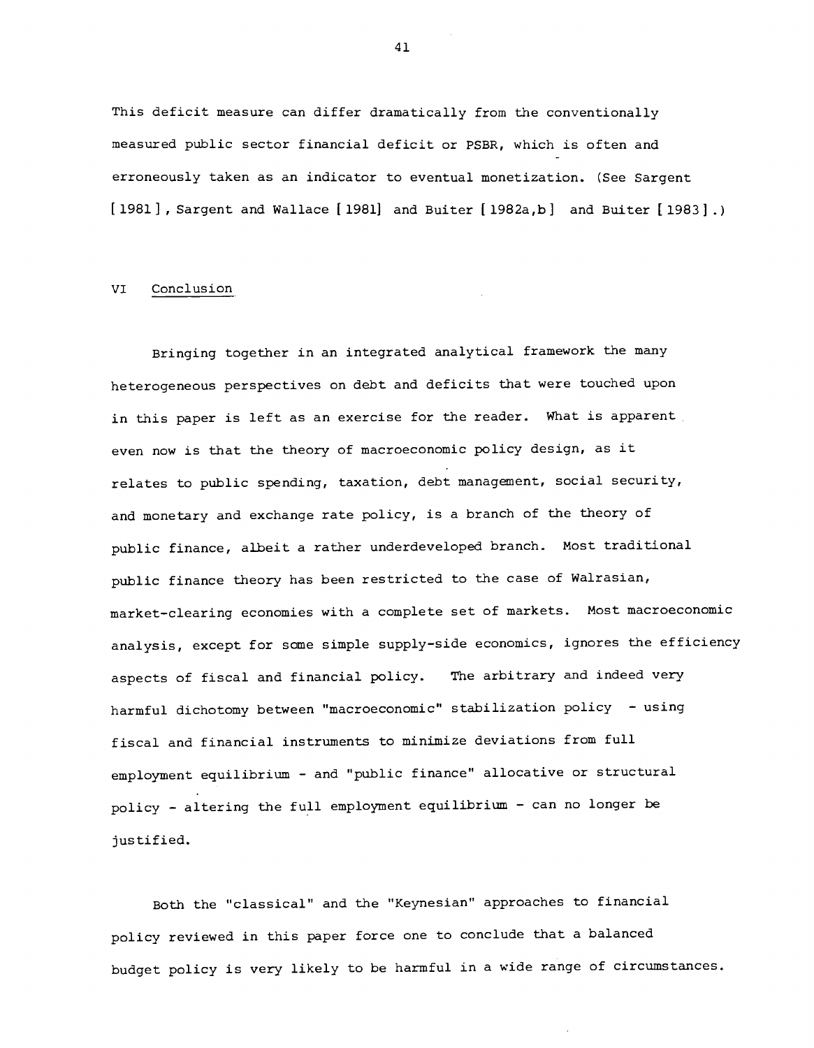This deficit measure can differ dramatically from the conventionally measured public sector financial deficit or PSBR, which is often and erroneously taken as an indicator to eventual monetization. (See Sargent [1981], Sargent and Wallace [1981] and Buiter [1982a,b] and Buiter [1983].)

## VI Conclusion

Bringing together in an integrated analytical framework the many heterogeneous perspectives on debt and deficits that were touched upon in this paper is left as an exercise for the reader. What is apparent even now is that the theory of macroeconomic policy design, as it relates to public spending, taxation, debt management, social security, and monetary and exchange rate policy, is a branch of the theory of public finance, albeit a rather underdeveloped branch. Most traditional public finance theory has been restricted to the case of Walrasian, market-clearing economies with a complete set of markets. Most macroeconomic analysis, except for some simple supply-side economics, ignores the efficiency aspects of fiscal and financial policy. The arbitrary and indeed very harmful dichotomy between "macroeconomic" stabilization policy - using fiscal and financial instruments to minimize deviations from full employment equilibrium - and "public finance" allocative or structural policy - altering the full employment equilibrium - can no longer be justified.

Both the "classical" and the "Keynesian" approaches to financial policy reviewed in this paper force one to conclude that a balanced budget policy is very likely to be harmful in a wide range of circumstances.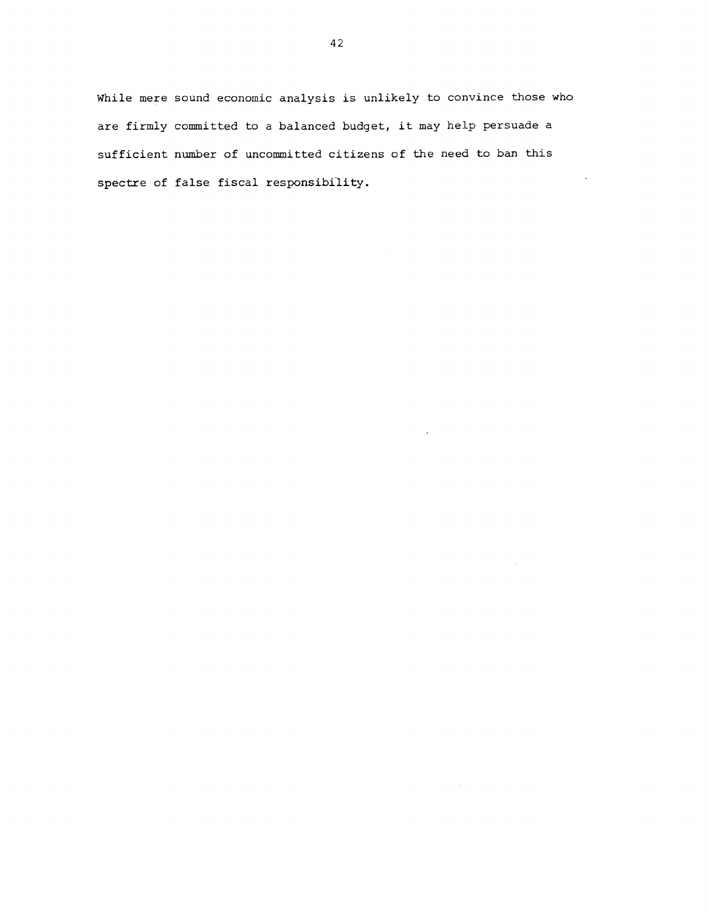While mere sound economic analysis is unlikely to convince those who are firmly committed to a balanced budget, it may help persuade a sufficient number of uncommitted citizens of the need to ban this spectre of false fiscal responsibility.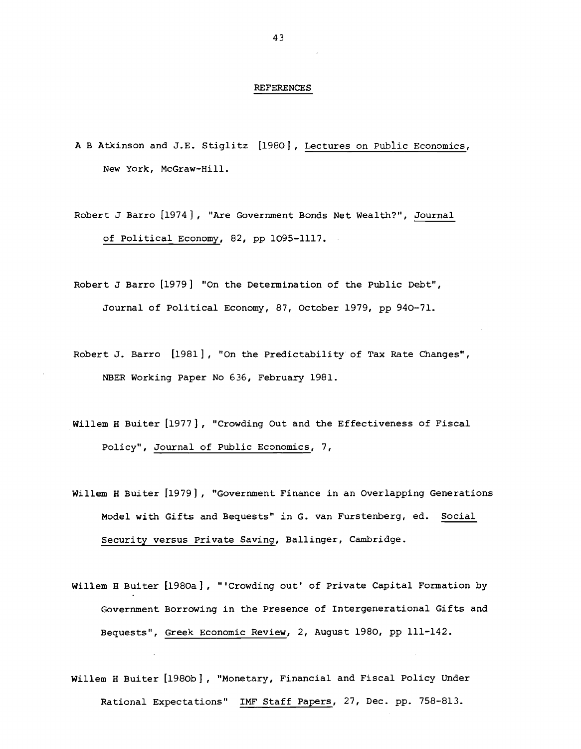## REFERENCES

A B Atkinson and J.E. Stiglitz [1980], Lectures on Public Economics, New York, McGraw-Hill.

Robert J Barro [1974], "Are Government Bonds Net Wealth?", Journal of Political Economy, 82, pp 1095-1117.

Robert J Barro [1979] "On the Determination of the Public Debt", Journal of Political Economy, 87, October 1979, pp 940-71.

Robert J. Barro [1981], "On the Predictability of Tax Rate Changes", NBER Working Paper No 636, February 1981.

Willem H Buiter [1977], "Crowding Out and the Effectiveness of Fiscal Policy", Journal of Public Economics, 7,

Willem H Buiter [1979], "Government Finance in an Overlapping Generations Model with Gifts and Bequests" in G. van Furstenberg, ed. Social Security versus Private Saving, Ballinger, Cambridge.

Willem H Buiter [1980a], "'Crowding out' of Private Capital Formation by Government Borrowing in the Presence of Intergenerational Gifts and Bequests", Greek Economic Review, 2, August 1980, pp 111-142.

Willem H Buiter [1980b], "Monetary, Financial and Fiscal Policy Under Rational Expectations" IMF Staff Papers, 27, Dec. pp. 758-813.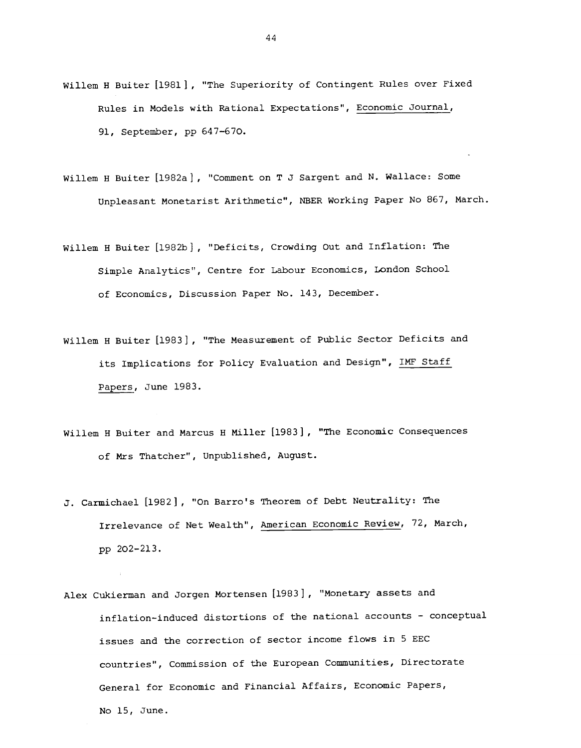Willem H Buiter [1981], "The Superiority of Contingent Rules over Fixed Rules in Models with Rational Expectations", Economic Journal, 91, September, pp 647-670.

Willem H Buiter [1982a], "Comment on T J Sargent and N. Wallace: Some Unpleasant Monetarist Arithmetic", NBER Working Paper No 867, March.

Willem H Buiter [1982b], "Deficits, Crowding Out and Inflation: The Simple Analytics", Centre for Labour Economics, London School of Economics, Discussion Paper No. 143, December.

Willem H Buiter [1983], "The Measurement of Public Sector Deficits and its Implications for Policy Evaluation and Design", IMF Staff Papers, June 1983.

Willem H Buiter and Marcus H Miller [1983], "The Economic Consequences of Mrs Thatcher", Unpublished, August.

J. Carmichael [1982], "On Barro's Theorem of Debt Neutrality: The Irrelevance of Net Wealth", American Economic Review, 72, March, pp 202-213.

Alex Cukierman and Jorgen Mortensen [1983], "Monetary assets and inflation-induced distortions of the national accounts - conceptual issues and the correction of sector income flows in 5 EEC countries", Commission of the European Communities, Directorate General for Economic and Financial Affairs, Economic Papers, No 15, June.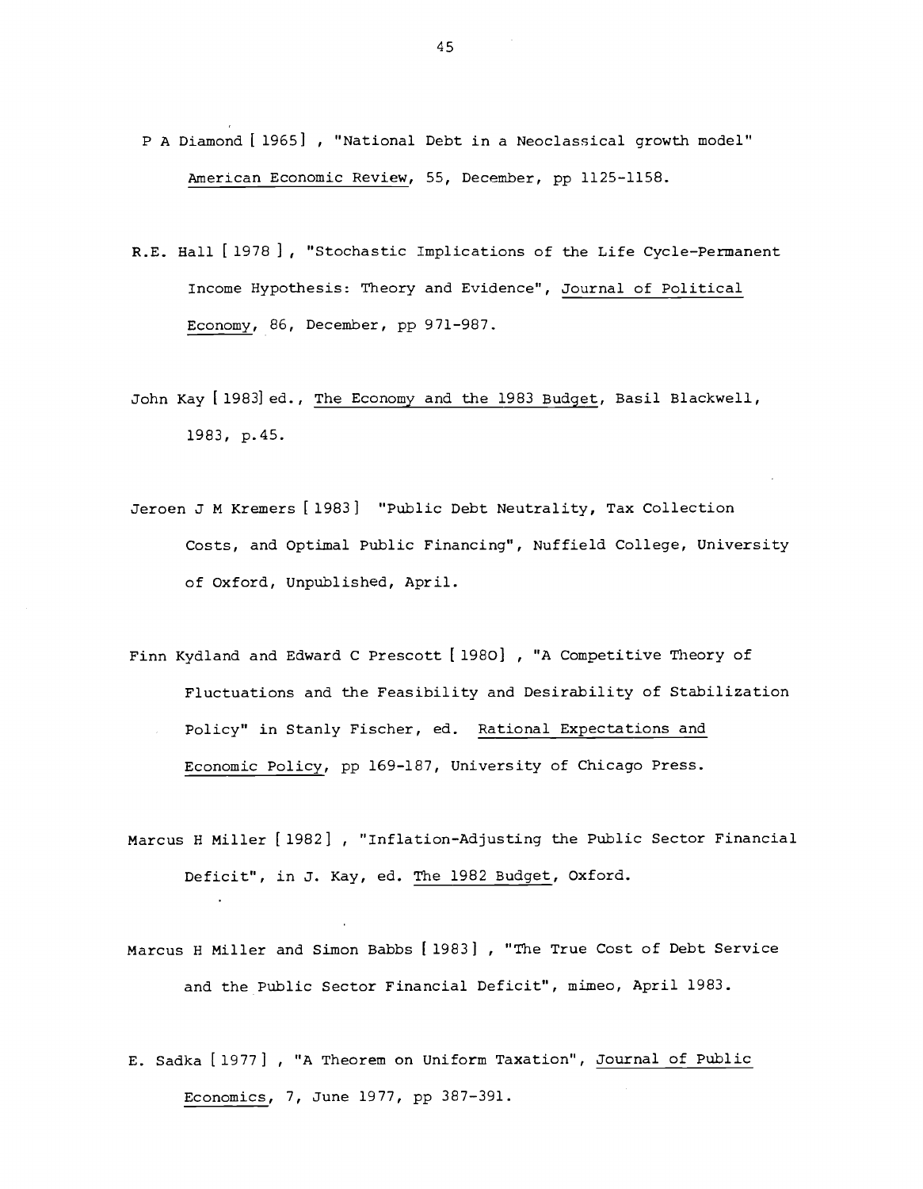P A Diamond [ 1965] , "National Debt in a Neoclassical growth model" American Economic Review, 55, December, pp 1125-1158.

R.E. Hall [ 1978 ] , "Stochastic Implications of the Life Cycle-Permanent Income Hypothesis: Theory and Evidence", Journal of Political Economy, 86, December, pp 971-987.

John Kay [ 1983] ed., The Economy and the 1983 Budget, Basil Blackwell, 1983, p.45.

Jeroen J M Kremers [ 1983] "Public Debt Neutrality, Tax Collection Costs, and Optimal Public Financing", Nuffield College, University of Oxford, Unpublished, April.

Finn Kydland and Edward C Prescott [ 1980] , "A Competitive Theory of Fluctuations and the Feasibility and Desirability of Stabilization Policy" in Stanly Fischer, ed. Rational Expectations and Economic Policy, pp 169-187, University of Chicago Press.

Marcus H Miller [ 1982] , "Inflation-Adjusting the Public Sector Financial Deficit", in J. Kay, ed. The 1982 Budget, Oxford.

Marcus H Miller and Simon Babbs [ 1983] , "The True Cost of Debt Service and the Public Sector Financial Deficit", mimeo, April 1983.

E. Sadka [ 1977] , "A Theorem on Uniform Taxation", Journal of Public Economics, 7, June 1977, pp 387-391.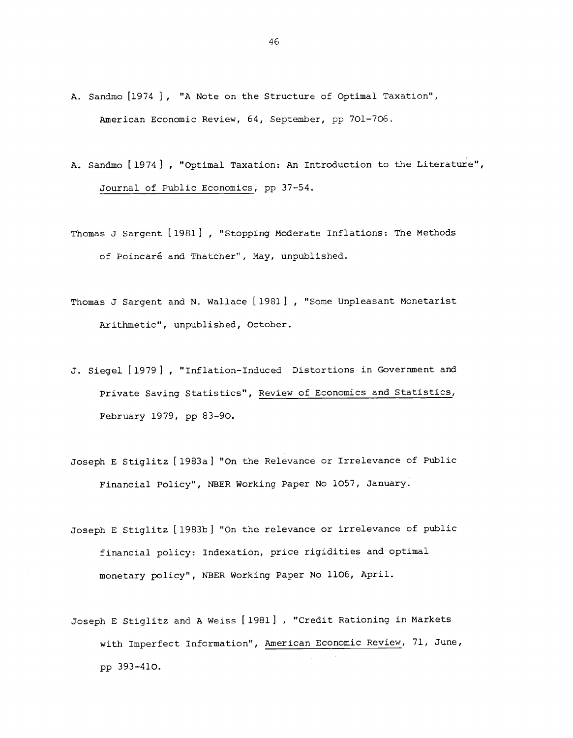A. Sandmo [1974 ], "A Note on the Structure of Optimal Taxation", American Economic Review, 64, September, pp 701-706.

A. Sandmo [ 1974 ] , "Optimal Taxation: An Introduction to the Literature", Journal of Public Economics, pp 37-54.

Thomas J Sargent [ 1981 ] , "Stopping Moderate Inflations: The Methods of Poincaré and Thatcher", May, unpublished.

Thomas J Sargent and N. Wallace [ 1981 ] , "Some Unpleasant Monetarist Arithmetic", unpublished, October.

J. Siegel [ 1979 ] , "Inflation-Induced Distortions in Government and Private Saving Statistics", Review of Economics and Statistics, February 1979, pp 83-90.

Joseph E Stiglitz [ 1983a ] "On the Relevance or Irrelevance of Public Financial Policy", NBER Working Paper No 1057, January.

Joseph E Stiglitz [ 1983b ] "On the relevance or irrelevance of public financial policy: Indexation, price rigidities and optimal monetary policy", NBER Working Paper No 1106, April.

Joseph E Stiglitz and A Weiss [ 1981 ] , "Credit Rationing in Markets with Imperfect Information", American Economic Review, 71, June, pp 393-410.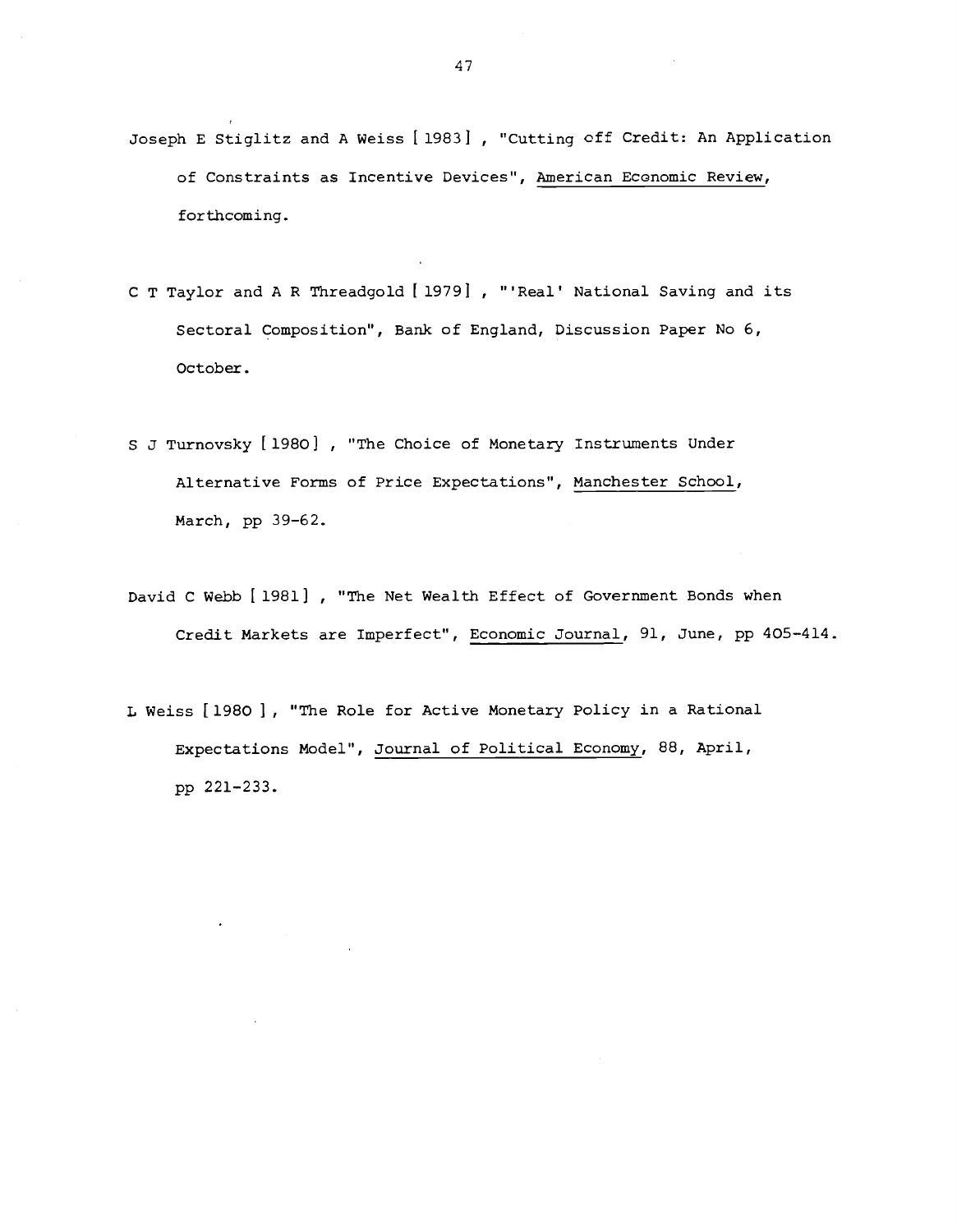Joseph E Stiglitz and A Weiss [1983] , "Cutting off Credit: An Application of Constraints as Incentive Devices", American Economic Review, forthcoming.

C T Taylor and A R Threadgold [1979] , "'Real' National Saving and its Sectoral Composition", Bank of England, Discussion Paper No 6, October.

S J Turnovsky [1980] , "The Choice of Monetary Instruments Under Alternative Forms of Price Expectations", Manchester School, March, pp 39-62.

David C Webb [1981] , "The Net Wealth Effect of Government Bonds when Credit Markets are Imperfect", Economic Journal, 91, June, pp 405-414.

L Weiss [1980 ] , "The Role for Active Monetary Policy in a Rational Expectations Model", Journal of Political Economy, 88, April, pp 221-233.